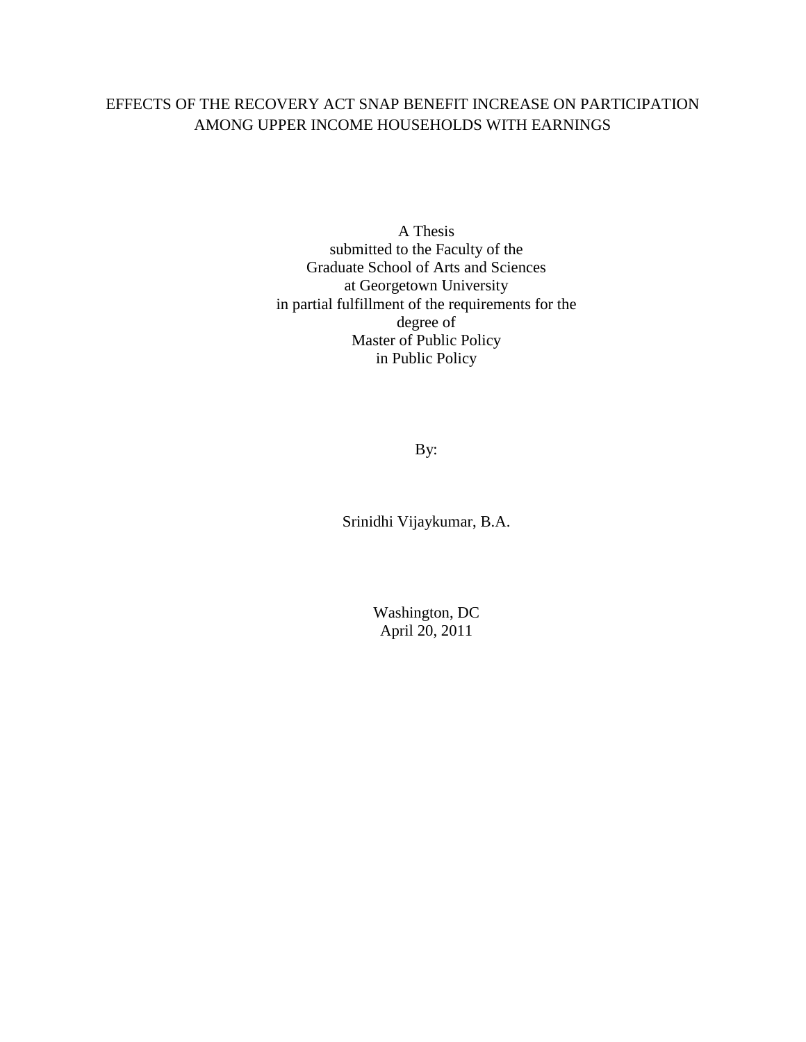# EFFECTS OF THE RECOVERY ACT SNAP BENEFIT INCREASE ON PARTICIPATION AMONG UPPER INCOME HOUSEHOLDS WITH EARNINGS

A Thesis
submitted to the Faculty of the
Graduate School of Arts and Sciences
at Georgetown University
in partial fulfillment of the requirements for the
degree of
Master of Public Policy
in Public Policy

By:

Srinidhi Vijaykumar, B.A.

Washington, DC
April 20, 2011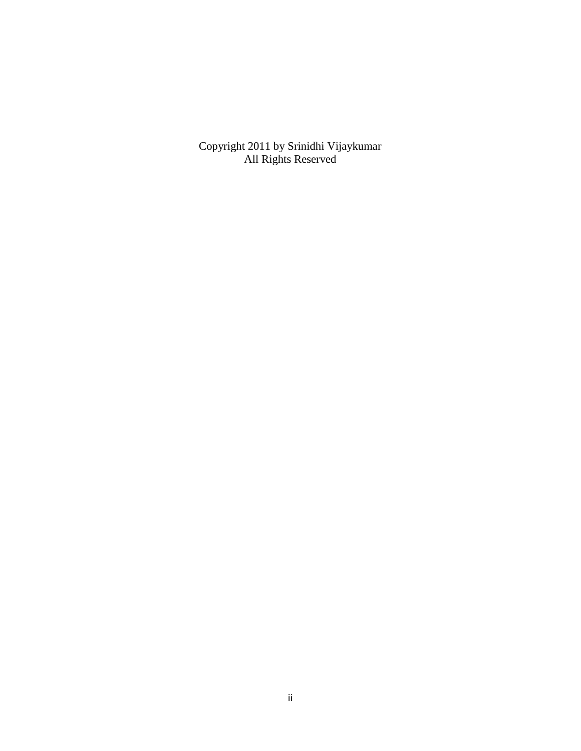Copyright 2011 by Srinidhi Vijaykumar
All Rights Reserved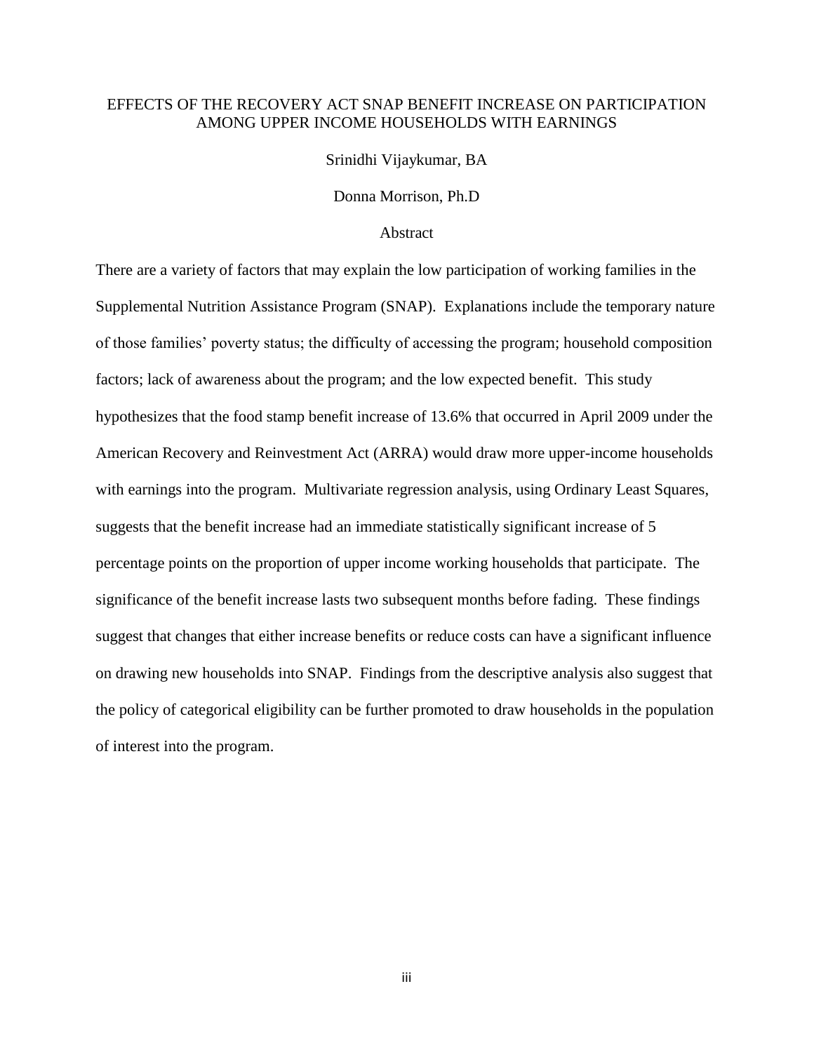# EFFECTS OF THE RECOVERY ACT SNAP BENEFIT INCREASE ON PARTICIPATION AMONG UPPER INCOME HOUSEHOLDS WITH EARNINGS

Srinidhi Vijaykumar, BA

Donna Morrison, Ph.D

## Abstract

There are a variety of factors that may explain the low participation of working families in the Supplemental Nutrition Assistance Program (SNAP). Explanations include the temporary nature of those families' poverty status; the difficulty of accessing the program; household composition factors; lack of awareness about the program; and the low expected benefit. This study hypothesizes that the food stamp benefit increase of 13.6% that occurred in April 2009 under the American Recovery and Reinvestment Act (ARRA) would draw more upper-income households with earnings into the program. Multivariate regression analysis, using Ordinary Least Squares, suggests that the benefit increase had an immediate statistically significant increase of 5 percentage points on the proportion of upper income working households that participate. The significance of the benefit increase lasts two subsequent months before fading. These findings suggest that changes that either increase benefits or reduce costs can have a significant influence on drawing new households into SNAP. Findings from the descriptive analysis also suggest that the policy of categorical eligibility can be further promoted to draw households in the population of interest into the program.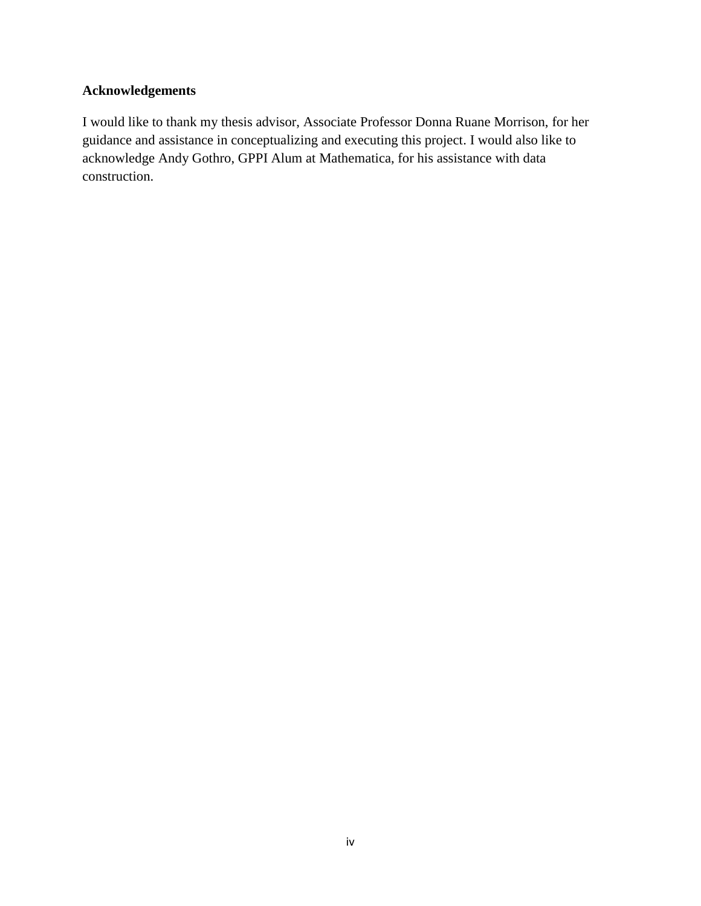**Acknowledgements**

I would like to thank my thesis advisor, Associate Professor Donna Ruane Morrison, for her guidance and assistance in conceptualizing and executing this project. I would also like to acknowledge Andy Gothro, GPPI Alum at Mathematica, for his assistance with data construction.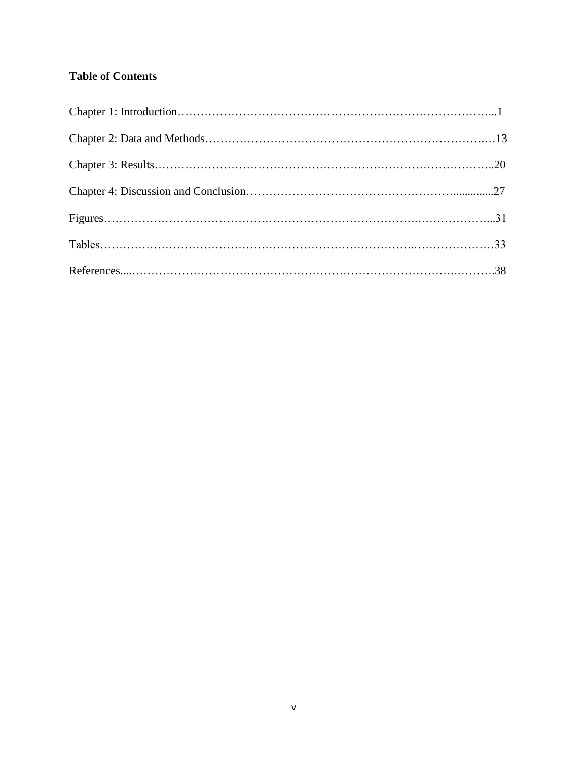**Table of Contents**

Chapter 1: Introduction……………………………………………………………………………...1

Chapter 2: Data and Methods…………………………………………………………………….…13

Chapter 3: Results……………………………………………………………………………………..20

Chapter 4: Discussion and Conclusion……………………………………………..............27

Figures……………………………………………………………………………………………...31

Tables…………………………………………………………………………………………33

References....………………………………………………………………………………….……….38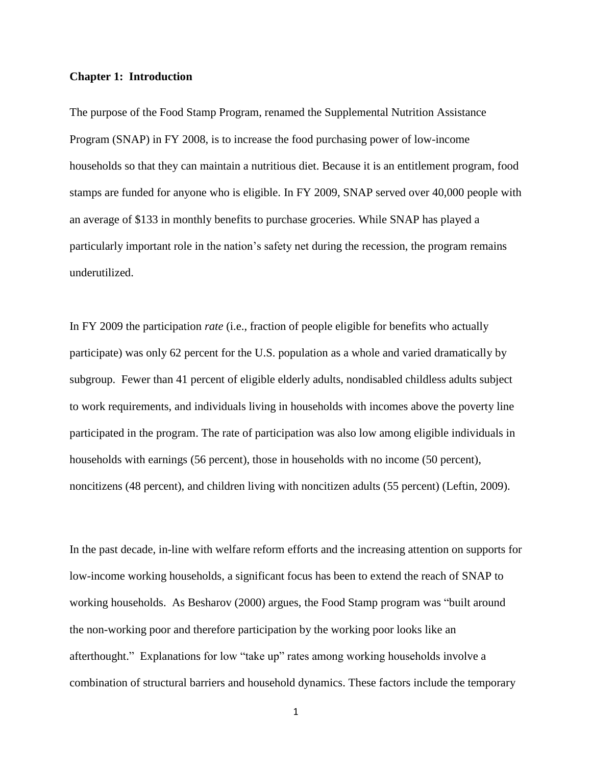**Chapter 1: Introduction**

The purpose of the Food Stamp Program, renamed the Supplemental Nutrition Assistance Program (SNAP) in FY 2008, is to increase the food purchasing power of low-income households so that they can maintain a nutritious diet. Because it is an entitlement program, food stamps are funded for anyone who is eligible. In FY 2009, SNAP served over 40,000 people with an average of $133 in monthly benefits to purchase groceries. While SNAP has played a particularly important role in the nation's safety net during the recession, the program remains underutilized.

In FY 2009 the participation *rate* (i.e., fraction of people eligible for benefits who actually participate) was only 62 percent for the U.S. population as a whole and varied dramatically by subgroup. Fewer than 41 percent of eligible elderly adults, nondisabled childless adults subject to work requirements, and individuals living in households with incomes above the poverty line participated in the program. The rate of participation was also low among eligible individuals in households with earnings (56 percent), those in households with no income (50 percent), noncitizens (48 percent), and children living with noncitizen adults (55 percent) (Leftin, 2009).

In the past decade, in-line with welfare reform efforts and the increasing attention on supports for low-income working households, a significant focus has been to extend the reach of SNAP to working households. As Besharov (2000) argues, the Food Stamp program was "built around the non-working poor and therefore participation by the working poor looks like an afterthought." Explanations for low "take up" rates among working households involve a combination of structural barriers and household dynamics. These factors include the temporary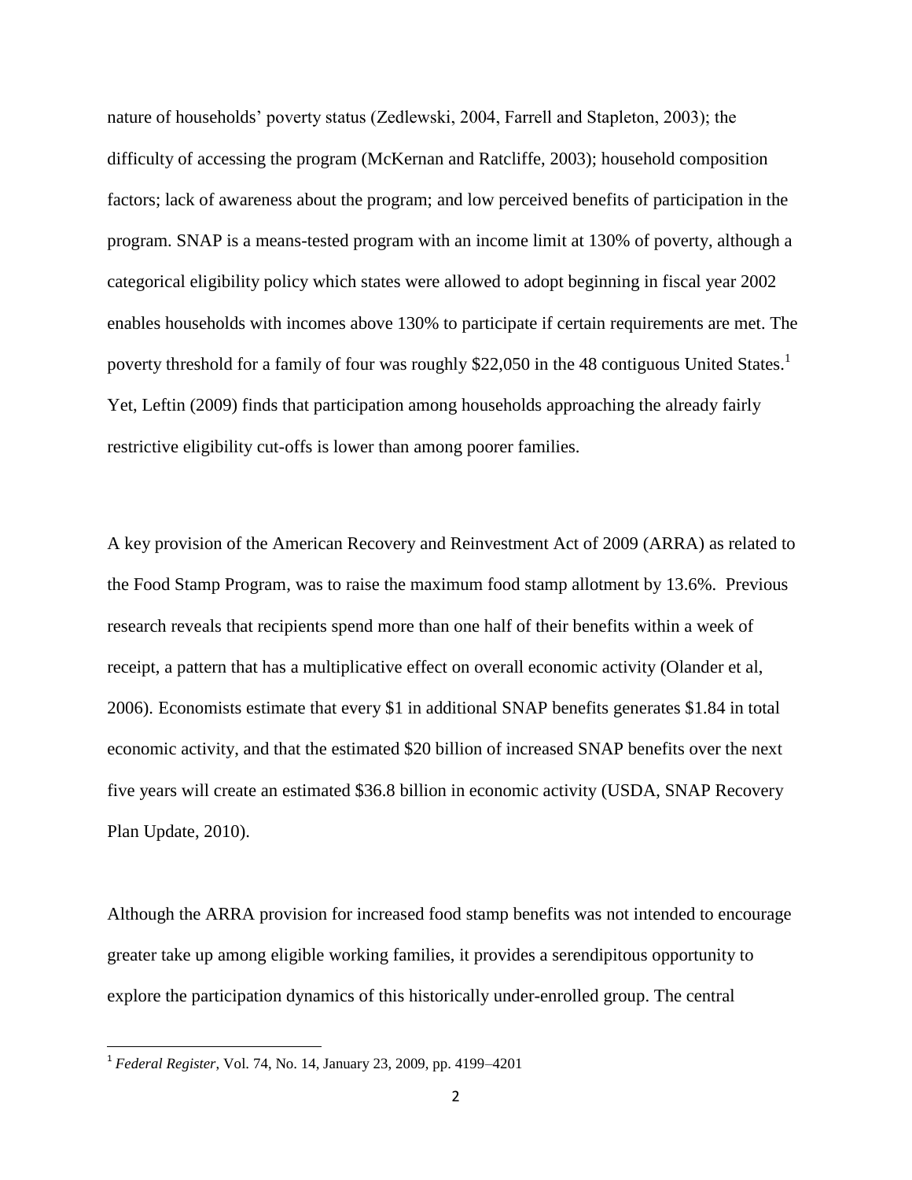nature of households' poverty status (Zedlewski, 2004, Farrell and Stapleton, 2003); the difficulty of accessing the program (McKernan and Ratcliffe, 2003); household composition factors; lack of awareness about the program; and low perceived benefits of participation in the program. SNAP is a means-tested program with an income limit at 130% of poverty, although a categorical eligibility policy which states were allowed to adopt beginning in fiscal year 2002 enables households with incomes above 130% to participate if certain requirements are met. The poverty threshold for a family of four was roughly $22,050 in the 48 contiguous United States.[1] Yet, Leftin (2009) finds that participation among households approaching the already fairly restrictive eligibility cut-offs is lower than among poorer families.

A key provision of the American Recovery and Reinvestment Act of 2009 (ARRA) as related to the Food Stamp Program, was to raise the maximum food stamp allotment by 13.6%. Previous research reveals that recipients spend more than one half of their benefits within a week of receipt, a pattern that has a multiplicative effect on overall economic activity (Olander et al, 2006). Economists estimate that every $1 in additional SNAP benefits generates $1.84 in total economic activity, and that the estimated $20 billion of increased SNAP benefits over the next five years will create an estimated $36.8 billion in economic activity (USDA, SNAP Recovery Plan Update, 2010).

Although the ARRA provision for increased food stamp benefits was not intended to encourage greater take up among eligible working families, it provides a serendipitous opportunity to explore the participation dynamics of this historically under-enrolled group. The central

[1] *Federal Register*, Vol. 74, No. 14, January 23, 2009, pp. 4199–4201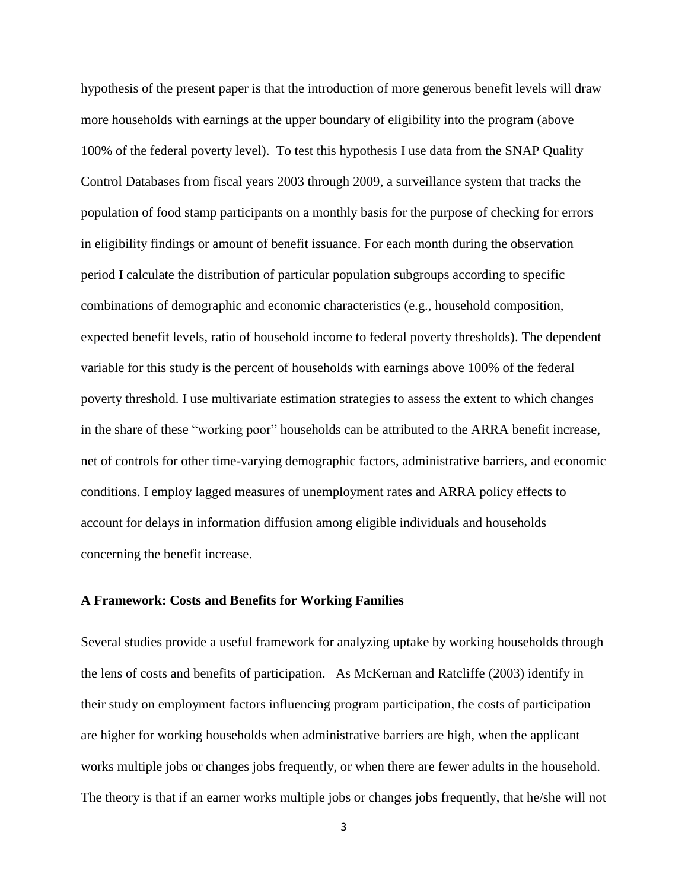hypothesis of the present paper is that the introduction of more generous benefit levels will draw more households with earnings at the upper boundary of eligibility into the program (above 100% of the federal poverty level). To test this hypothesis I use data from the SNAP Quality Control Databases from fiscal years 2003 through 2009, a surveillance system that tracks the population of food stamp participants on a monthly basis for the purpose of checking for errors in eligibility findings or amount of benefit issuance. For each month during the observation period I calculate the distribution of particular population subgroups according to specific combinations of demographic and economic characteristics (e.g., household composition, expected benefit levels, ratio of household income to federal poverty thresholds). The dependent variable for this study is the percent of households with earnings above 100% of the federal poverty threshold. I use multivariate estimation strategies to assess the extent to which changes in the share of these "working poor" households can be attributed to the ARRA benefit increase, net of controls for other time-varying demographic factors, administrative barriers, and economic conditions. I employ lagged measures of unemployment rates and ARRA policy effects to account for delays in information diffusion among eligible individuals and households concerning the benefit increase.

### A Framework: Costs and Benefits for Working Families

Several studies provide a useful framework for analyzing uptake by working households through the lens of costs and benefits of participation. As McKernan and Ratcliffe (2003) identify in their study on employment factors influencing program participation, the costs of participation are higher for working households when administrative barriers are high, when the applicant works multiple jobs or changes jobs frequently, or when there are fewer adults in the household. The theory is that if an earner works multiple jobs or changes jobs frequently, that he/she will not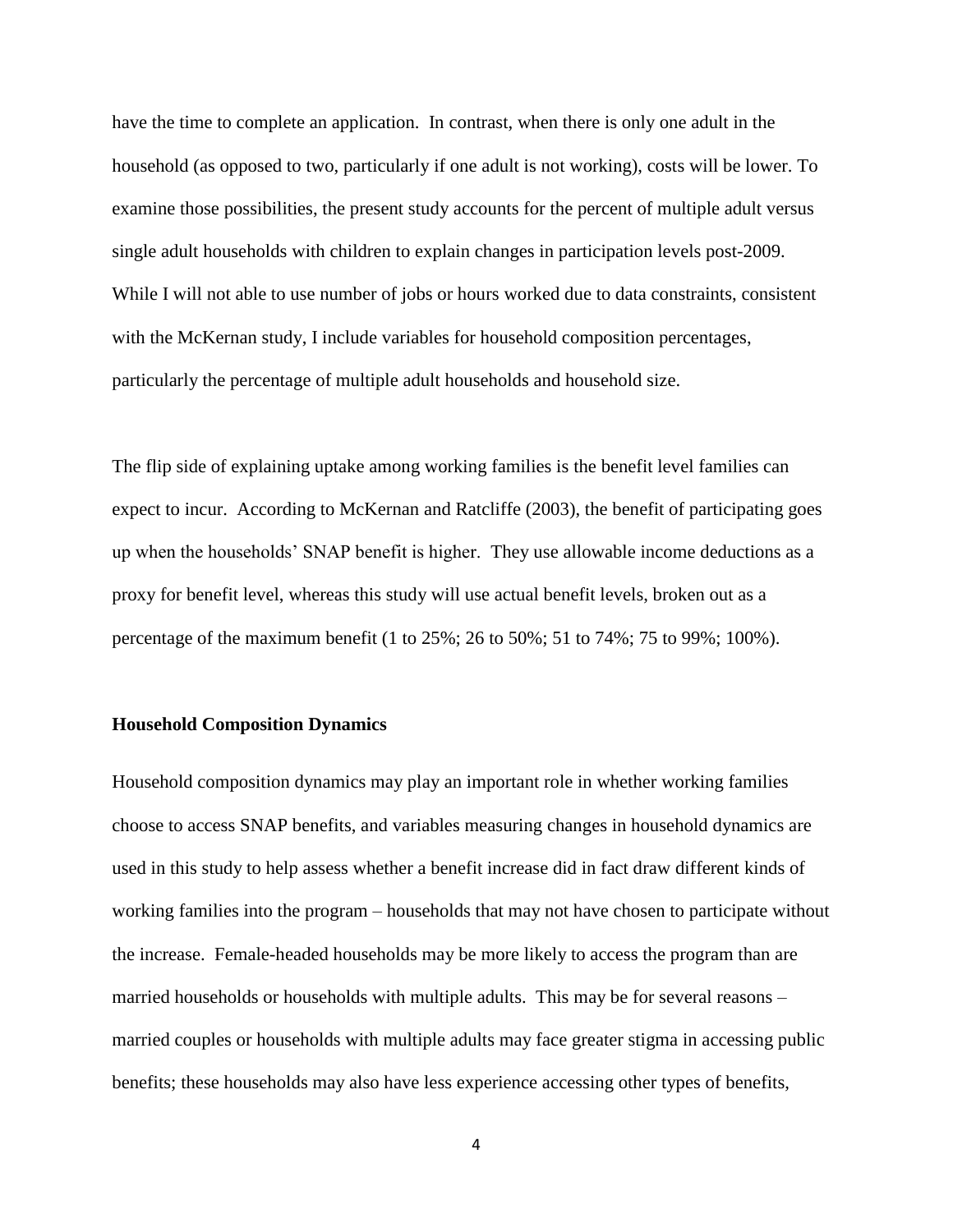have the time to complete an application. In contrast, when there is only one adult in the household (as opposed to two, particularly if one adult is not working), costs will be lower. To examine those possibilities, the present study accounts for the percent of multiple adult versus single adult households with children to explain changes in participation levels post-2009. While I will not able to use number of jobs or hours worked due to data constraints, consistent with the McKernan study, I include variables for household composition percentages, particularly the percentage of multiple adult households and household size.

The flip side of explaining uptake among working families is the benefit level families can expect to incur. According to McKernan and Ratcliffe (2003), the benefit of participating goes up when the households' SNAP benefit is higher. They use allowable income deductions as a proxy for benefit level, whereas this study will use actual benefit levels, broken out as a percentage of the maximum benefit (1 to 25%; 26 to 50%; 51 to 74%; 75 to 99%; 100%).

**Household Composition Dynamics**

Household composition dynamics may play an important role in whether working families choose to access SNAP benefits, and variables measuring changes in household dynamics are used in this study to help assess whether a benefit increase did in fact draw different kinds of working families into the program – households that may not have chosen to participate without the increase. Female-headed households may be more likely to access the program than are married households or households with multiple adults. This may be for several reasons – married couples or households with multiple adults may face greater stigma in accessing public benefits; these households may also have less experience accessing other types of benefits,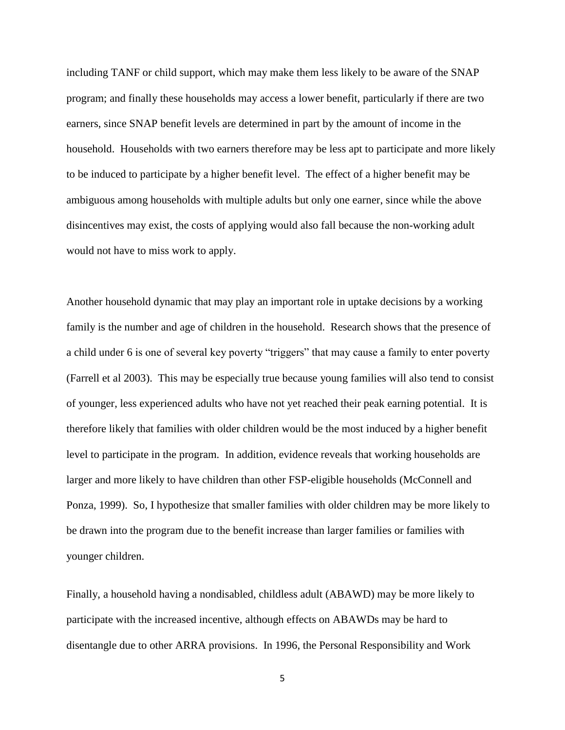including TANF or child support, which may make them less likely to be aware of the SNAP program; and finally these households may access a lower benefit, particularly if there are two earners, since SNAP benefit levels are determined in part by the amount of income in the household. Households with two earners therefore may be less apt to participate and more likely to be induced to participate by a higher benefit level. The effect of a higher benefit may be ambiguous among households with multiple adults but only one earner, since while the above disincentives may exist, the costs of applying would also fall because the non-working adult would not have to miss work to apply.

Another household dynamic that may play an important role in uptake decisions by a working family is the number and age of children in the household. Research shows that the presence of a child under 6 is one of several key poverty "triggers" that may cause a family to enter poverty (Farrell et al 2003). This may be especially true because young families will also tend to consist of younger, less experienced adults who have not yet reached their peak earning potential. It is therefore likely that families with older children would be the most induced by a higher benefit level to participate in the program. In addition, evidence reveals that working households are larger and more likely to have children than other FSP-eligible households (McConnell and Ponza, 1999). So, I hypothesize that smaller families with older children may be more likely to be drawn into the program due to the benefit increase than larger families or families with younger children.

Finally, a household having a nondisabled, childless adult (ABAWD) may be more likely to participate with the increased incentive, although effects on ABAWDs may be hard to disentangle due to other ARRA provisions. In 1996, the Personal Responsibility and Work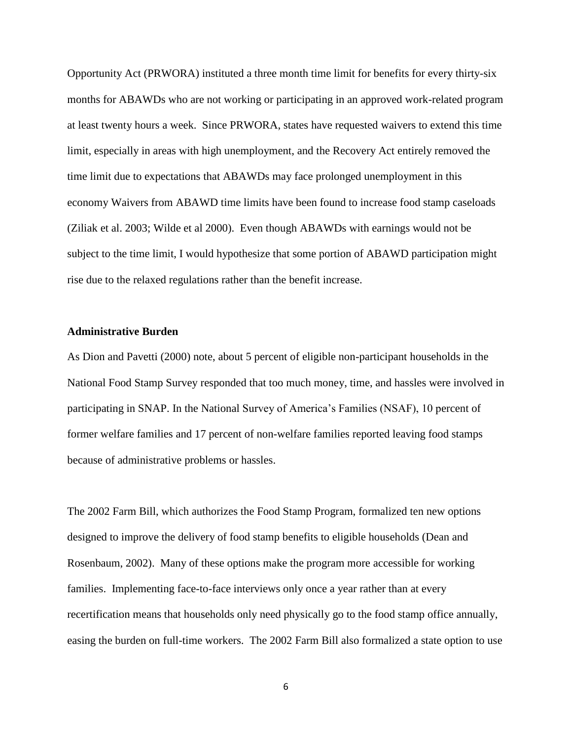Opportunity Act (PRWORA) instituted a three month time limit for benefits for every thirty-six months for ABAWDs who are not working or participating in an approved work-related program at least twenty hours a week. Since PRWORA, states have requested waivers to extend this time limit, especially in areas with high unemployment, and the Recovery Act entirely removed the time limit due to expectations that ABAWDs may face prolonged unemployment in this economy Waivers from ABAWD time limits have been found to increase food stamp caseloads (Ziliak et al. 2003; Wilde et al 2000). Even though ABAWDs with earnings would not be subject to the time limit, I would hypothesize that some portion of ABAWD participation might rise due to the relaxed regulations rather than the benefit increase.

**Administrative Burden**

As Dion and Pavetti (2000) note, about 5 percent of eligible non-participant households in the National Food Stamp Survey responded that too much money, time, and hassles were involved in participating in SNAP. In the National Survey of America's Families (NSAF), 10 percent of former welfare families and 17 percent of non-welfare families reported leaving food stamps because of administrative problems or hassles.

The 2002 Farm Bill, which authorizes the Food Stamp Program, formalized ten new options designed to improve the delivery of food stamp benefits to eligible households (Dean and Rosenbaum, 2002). Many of these options make the program more accessible for working families. Implementing face-to-face interviews only once a year rather than at every recertification means that households only need physically go to the food stamp office annually, easing the burden on full-time workers. The 2002 Farm Bill also formalized a state option to use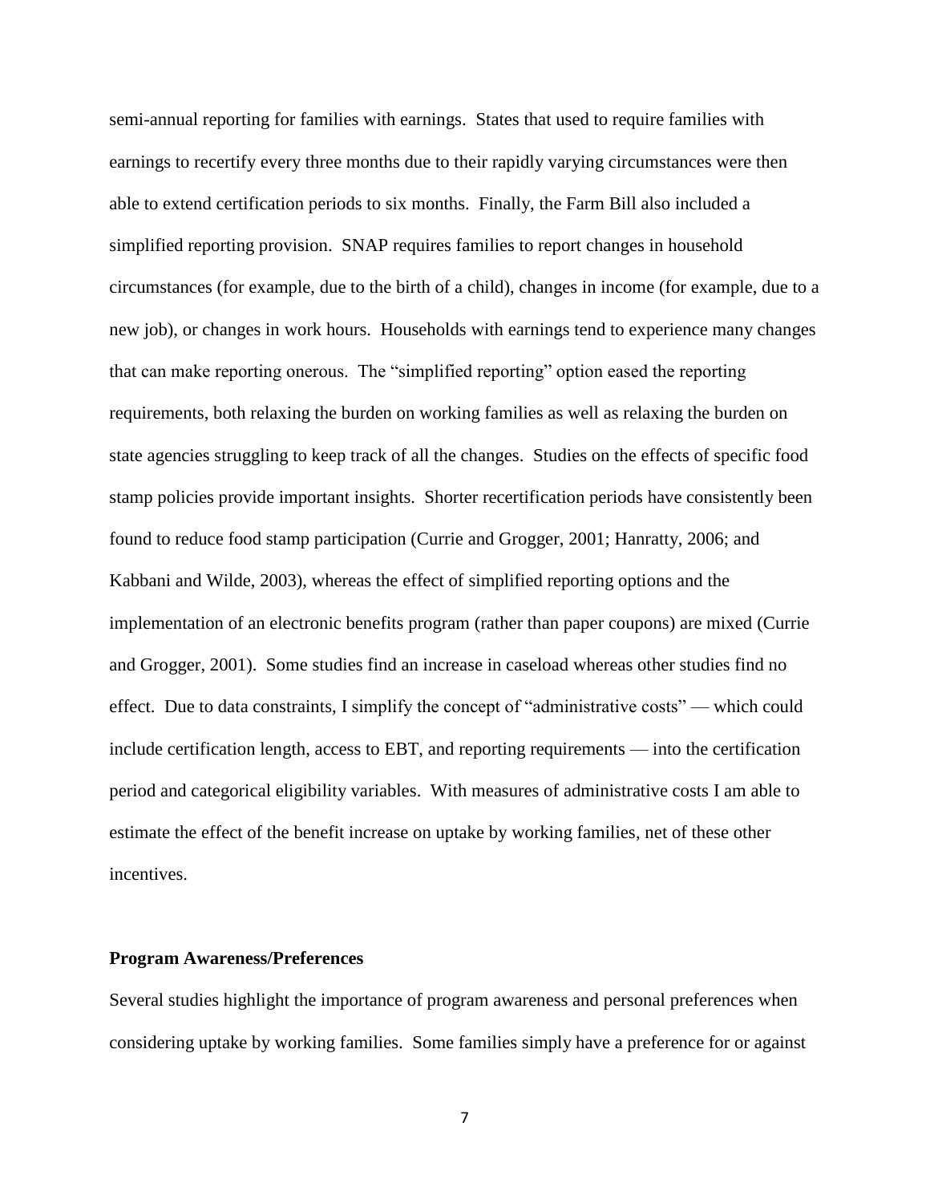semi-annual reporting for families with earnings. States that used to require families with earnings to recertify every three months due to their rapidly varying circumstances were then able to extend certification periods to six months. Finally, the Farm Bill also included a simplified reporting provision. SNAP requires families to report changes in household circumstances (for example, due to the birth of a child), changes in income (for example, due to a new job), or changes in work hours. Households with earnings tend to experience many changes that can make reporting onerous. The "simplified reporting" option eased the reporting requirements, both relaxing the burden on working families as well as relaxing the burden on state agencies struggling to keep track of all the changes. Studies on the effects of specific food stamp policies provide important insights. Shorter recertification periods have consistently been found to reduce food stamp participation (Currie and Grogger, 2001; Hanratty, 2006; and Kabbani and Wilde, 2003), whereas the effect of simplified reporting options and the implementation of an electronic benefits program (rather than paper coupons) are mixed (Currie and Grogger, 2001). Some studies find an increase in caseload whereas other studies find no effect. Due to data constraints, I simplify the concept of "administrative costs" — which could include certification length, access to EBT, and reporting requirements — into the certification period and categorical eligibility variables. With measures of administrative costs I am able to estimate the effect of the benefit increase on uptake by working families, net of these other incentives.

**Program Awareness/Preferences**

Several studies highlight the importance of program awareness and personal preferences when considering uptake by working families. Some families simply have a preference for or against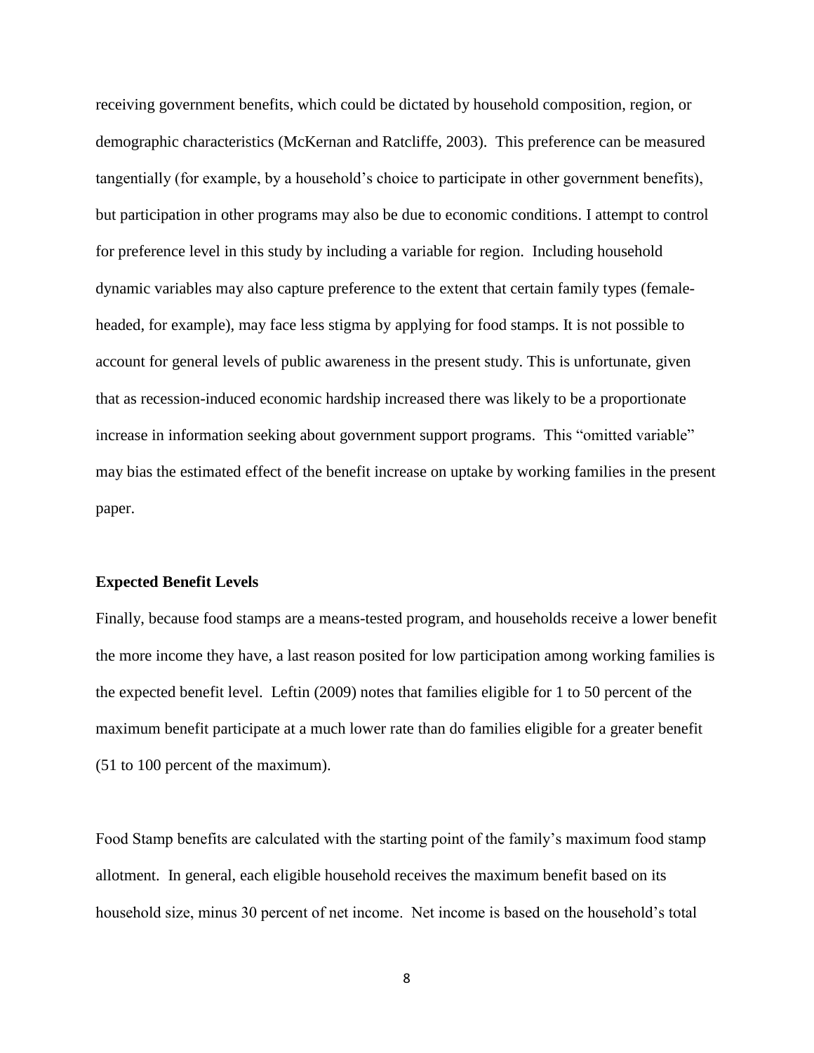receiving government benefits, which could be dictated by household composition, region, or demographic characteristics (McKernan and Ratcliffe, 2003). This preference can be measured tangentially (for example, by a household's choice to participate in other government benefits), but participation in other programs may also be due to economic conditions. I attempt to control for preference level in this study by including a variable for region. Including household dynamic variables may also capture preference to the extent that certain family types (female-headed, for example), may face less stigma by applying for food stamps. It is not possible to account for general levels of public awareness in the present study. This is unfortunate, given that as recession-induced economic hardship increased there was likely to be a proportionate increase in information seeking about government support programs. This "omitted variable" may bias the estimated effect of the benefit increase on uptake by working families in the present paper.

**Expected Benefit Levels**

Finally, because food stamps are a means-tested program, and households receive a lower benefit the more income they have, a last reason posited for low participation among working families is the expected benefit level. Leftin (2009) notes that families eligible for 1 to 50 percent of the maximum benefit participate at a much lower rate than do families eligible for a greater benefit (51 to 100 percent of the maximum).

Food Stamp benefits are calculated with the starting point of the family's maximum food stamp allotment. In general, each eligible household receives the maximum benefit based on its household size, minus 30 percent of net income. Net income is based on the household's total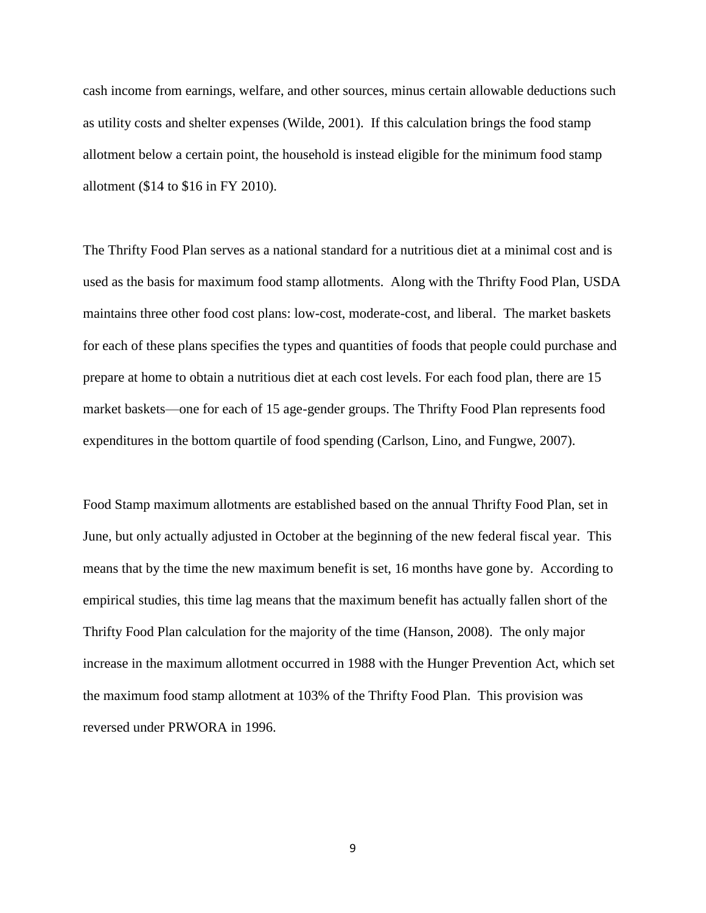cash income from earnings, welfare, and other sources, minus certain allowable deductions such as utility costs and shelter expenses (Wilde, 2001). If this calculation brings the food stamp allotment below a certain point, the household is instead eligible for the minimum food stamp allotment ($14 to $16 in FY 2010).

The Thrifty Food Plan serves as a national standard for a nutritious diet at a minimal cost and is used as the basis for maximum food stamp allotments. Along with the Thrifty Food Plan, USDA maintains three other food cost plans: low-cost, moderate-cost, and liberal. The market baskets for each of these plans specifies the types and quantities of foods that people could purchase and prepare at home to obtain a nutritious diet at each cost levels. For each food plan, there are 15 market baskets—one for each of 15 age-gender groups. The Thrifty Food Plan represents food expenditures in the bottom quartile of food spending (Carlson, Lino, and Fungwe, 2007).

Food Stamp maximum allotments are established based on the annual Thrifty Food Plan, set in June, but only actually adjusted in October at the beginning of the new federal fiscal year. This means that by the time the new maximum benefit is set, 16 months have gone by. According to empirical studies, this time lag means that the maximum benefit has actually fallen short of the Thrifty Food Plan calculation for the majority of the time (Hanson, 2008). The only major increase in the maximum allotment occurred in 1988 with the Hunger Prevention Act, which set the maximum food stamp allotment at 103% of the Thrifty Food Plan. This provision was reversed under PRWORA in 1996.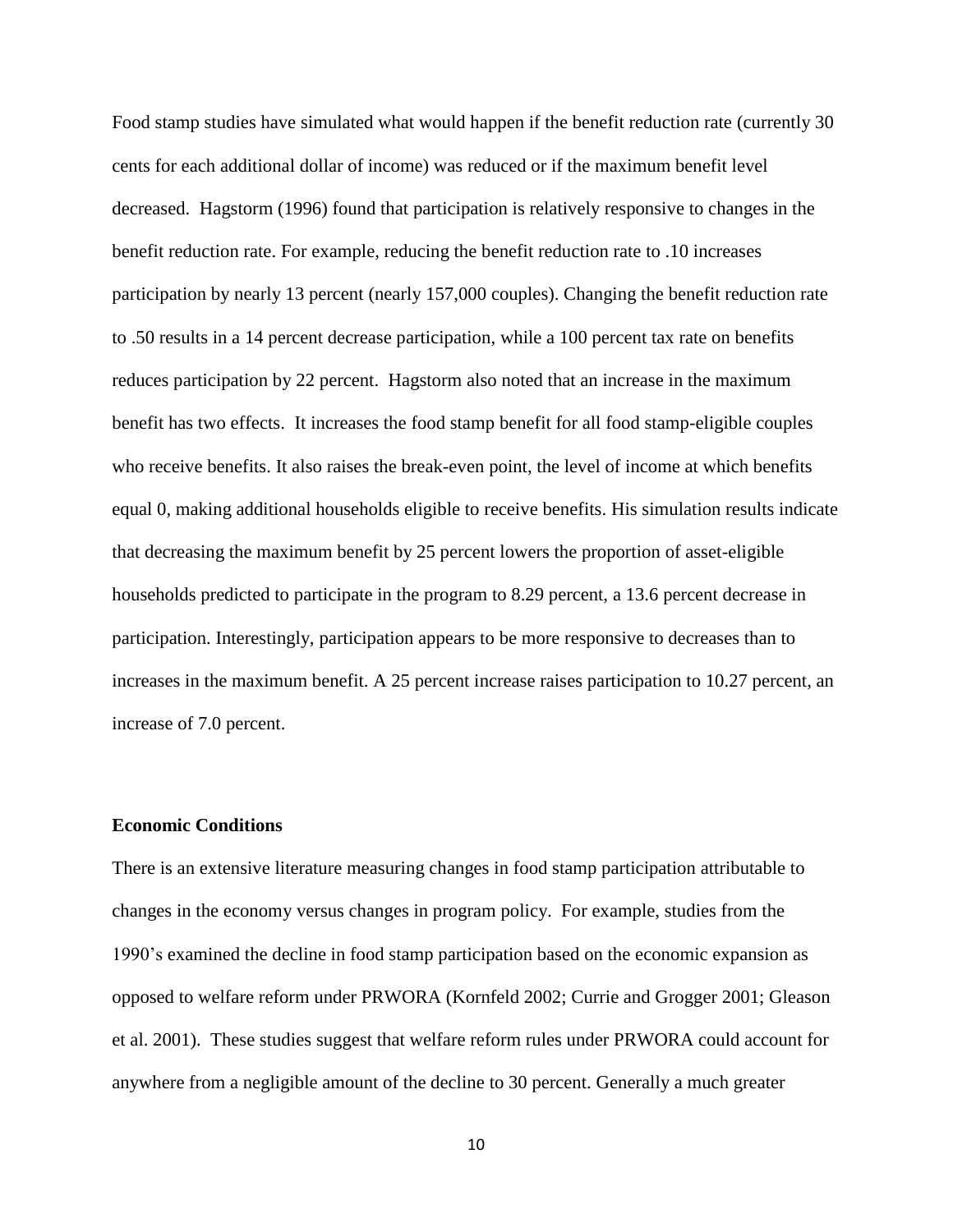Food stamp studies have simulated what would happen if the benefit reduction rate (currently 30 cents for each additional dollar of income) was reduced or if the maximum benefit level decreased. Hagstorm (1996) found that participation is relatively responsive to changes in the benefit reduction rate. For example, reducing the benefit reduction rate to .10 increases participation by nearly 13 percent (nearly 157,000 couples). Changing the benefit reduction rate to .50 results in a 14 percent decrease participation, while a 100 percent tax rate on benefits reduces participation by 22 percent. Hagstorm also noted that an increase in the maximum benefit has two effects. It increases the food stamp benefit for all food stamp-eligible couples who receive benefits. It also raises the break-even point, the level of income at which benefits equal 0, making additional households eligible to receive benefits. His simulation results indicate that decreasing the maximum benefit by 25 percent lowers the proportion of asset-eligible households predicted to participate in the program to 8.29 percent, a 13.6 percent decrease in participation. Interestingly, participation appears to be more responsive to decreases than to increases in the maximum benefit. A 25 percent increase raises participation to 10.27 percent, an increase of 7.0 percent.

**Economic Conditions**

There is an extensive literature measuring changes in food stamp participation attributable to changes in the economy versus changes in program policy. For example, studies from the 1990's examined the decline in food stamp participation based on the economic expansion as opposed to welfare reform under PRWORA (Kornfeld 2002; Currie and Grogger 2001; Gleason et al. 2001). These studies suggest that welfare reform rules under PRWORA could account for anywhere from a negligible amount of the decline to 30 percent. Generally a much greater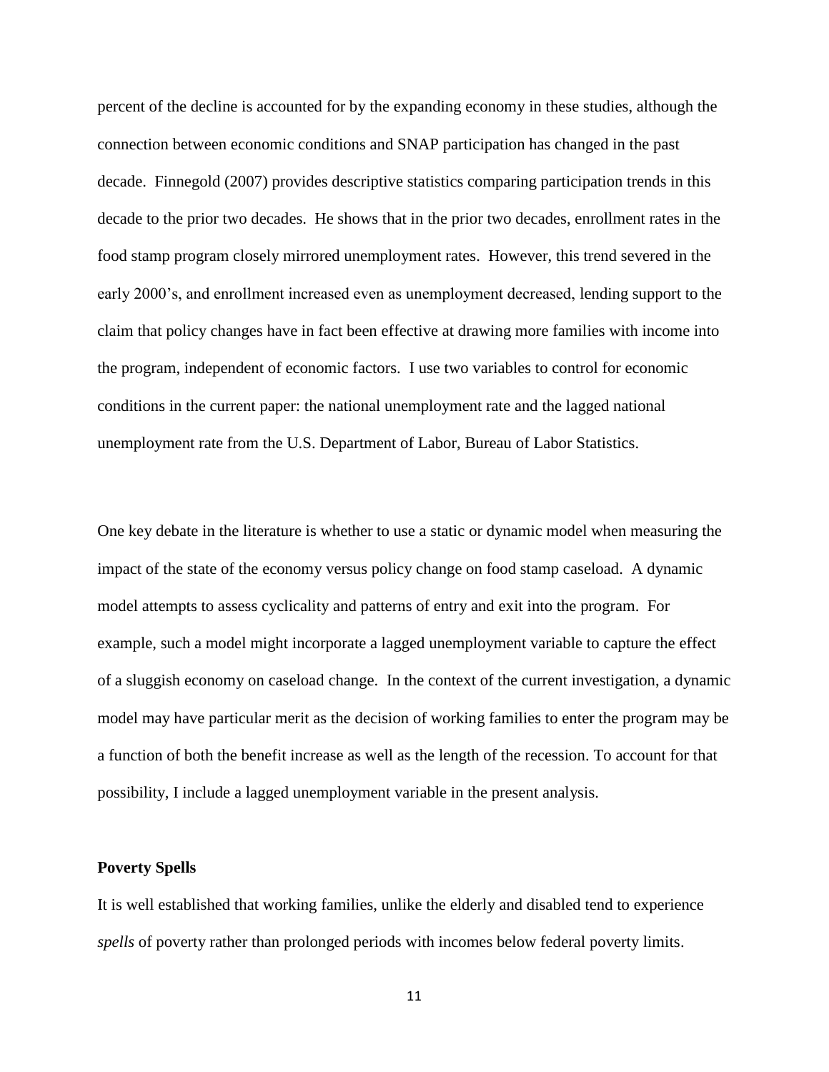percent of the decline is accounted for by the expanding economy in these studies, although the connection between economic conditions and SNAP participation has changed in the past decade. Finnegold (2007) provides descriptive statistics comparing participation trends in this decade to the prior two decades. He shows that in the prior two decades, enrollment rates in the food stamp program closely mirrored unemployment rates. However, this trend severed in the early 2000's, and enrollment increased even as unemployment decreased, lending support to the claim that policy changes have in fact been effective at drawing more families with income into the program, independent of economic factors. I use two variables to control for economic conditions in the current paper: the national unemployment rate and the lagged national unemployment rate from the U.S. Department of Labor, Bureau of Labor Statistics.

One key debate in the literature is whether to use a static or dynamic model when measuring the impact of the state of the economy versus policy change on food stamp caseload. A dynamic model attempts to assess cyclicality and patterns of entry and exit into the program. For example, such a model might incorporate a lagged unemployment variable to capture the effect of a sluggish economy on caseload change. In the context of the current investigation, a dynamic model may have particular merit as the decision of working families to enter the program may be a function of both the benefit increase as well as the length of the recession. To account for that possibility, I include a lagged unemployment variable in the present analysis.

**Poverty Spells**

It is well established that working families, unlike the elderly and disabled tend to experience *spells* of poverty rather than prolonged periods with incomes below federal poverty limits.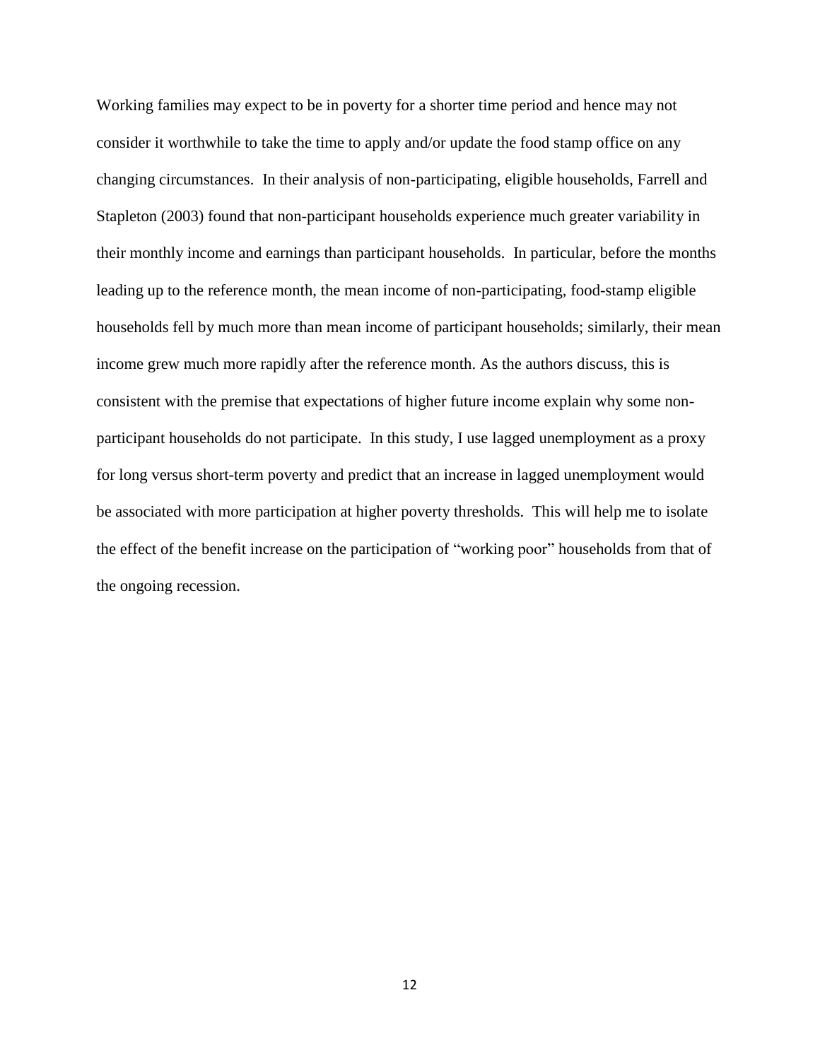Working families may expect to be in poverty for a shorter time period and hence may not consider it worthwhile to take the time to apply and/or update the food stamp office on any changing circumstances. In their analysis of non-participating, eligible households, Farrell and Stapleton (2003) found that non-participant households experience much greater variability in their monthly income and earnings than participant households. In particular, before the months leading up to the reference month, the mean income of non-participating, food-stamp eligible households fell by much more than mean income of participant households; similarly, their mean income grew much more rapidly after the reference month. As the authors discuss, this is consistent with the premise that expectations of higher future income explain why some non-participant households do not participate. In this study, I use lagged unemployment as a proxy for long versus short-term poverty and predict that an increase in lagged unemployment would be associated with more participation at higher poverty thresholds. This will help me to isolate the effect of the benefit increase on the participation of "working poor" households from that of the ongoing recession.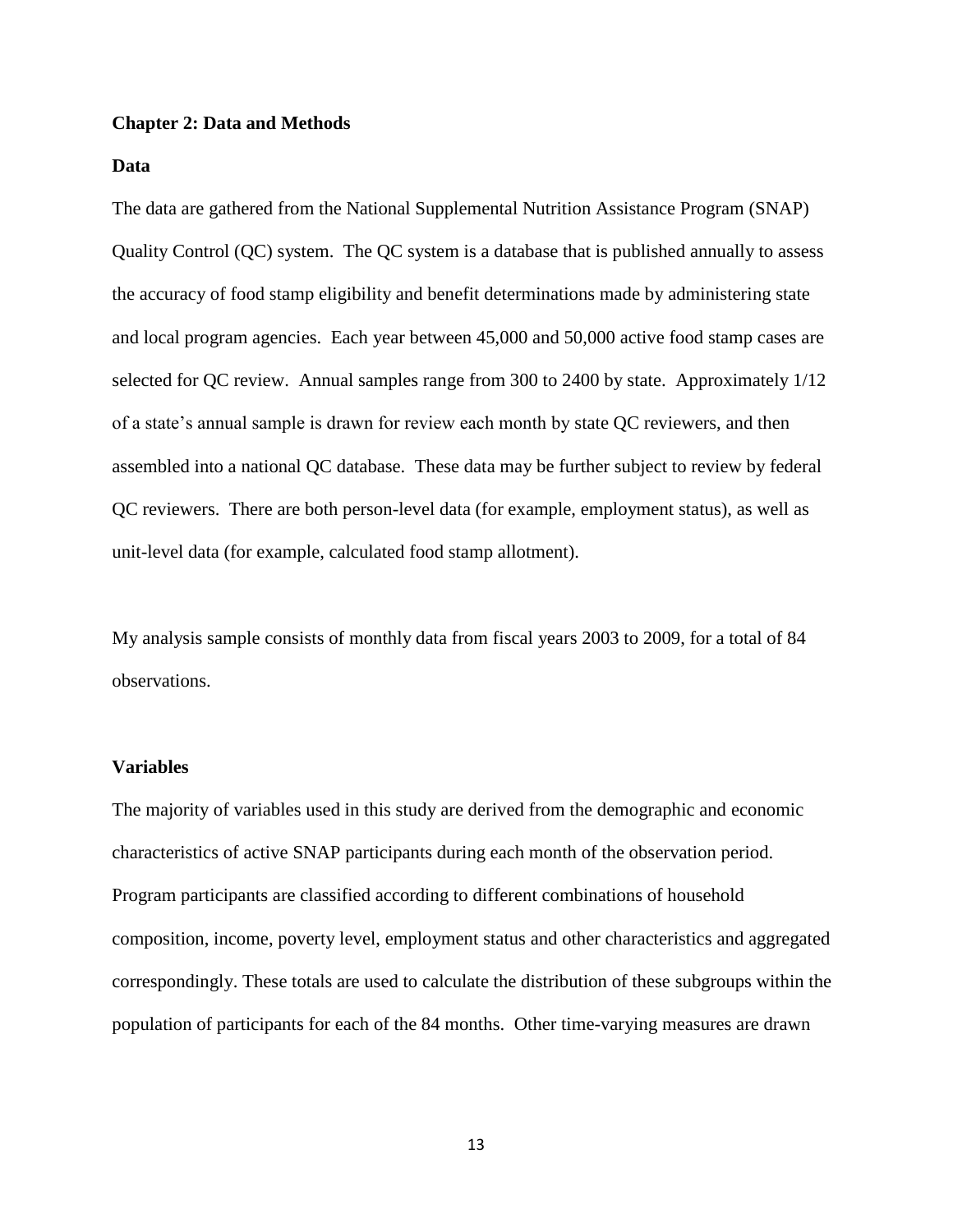# Chapter 2: Data and Methods

## Data

The data are gathered from the National Supplemental Nutrition Assistance Program (SNAP) Quality Control (QC) system. The QC system is a database that is published annually to assess the accuracy of food stamp eligibility and benefit determinations made by administering state and local program agencies. Each year between 45,000 and 50,000 active food stamp cases are selected for QC review. Annual samples range from 300 to 2400 by state. Approximately 1/12 of a state's annual sample is drawn for review each month by state QC reviewers, and then assembled into a national QC database. These data may be further subject to review by federal QC reviewers. There are both person-level data (for example, employment status), as well as unit-level data (for example, calculated food stamp allotment).

My analysis sample consists of monthly data from fiscal years 2003 to 2009, for a total of 84 observations.

## Variables

The majority of variables used in this study are derived from the demographic and economic characteristics of active SNAP participants during each month of the observation period. Program participants are classified according to different combinations of household composition, income, poverty level, employment status and other characteristics and aggregated correspondingly. These totals are used to calculate the distribution of these subgroups within the population of participants for each of the 84 months. Other time-varying measures are drawn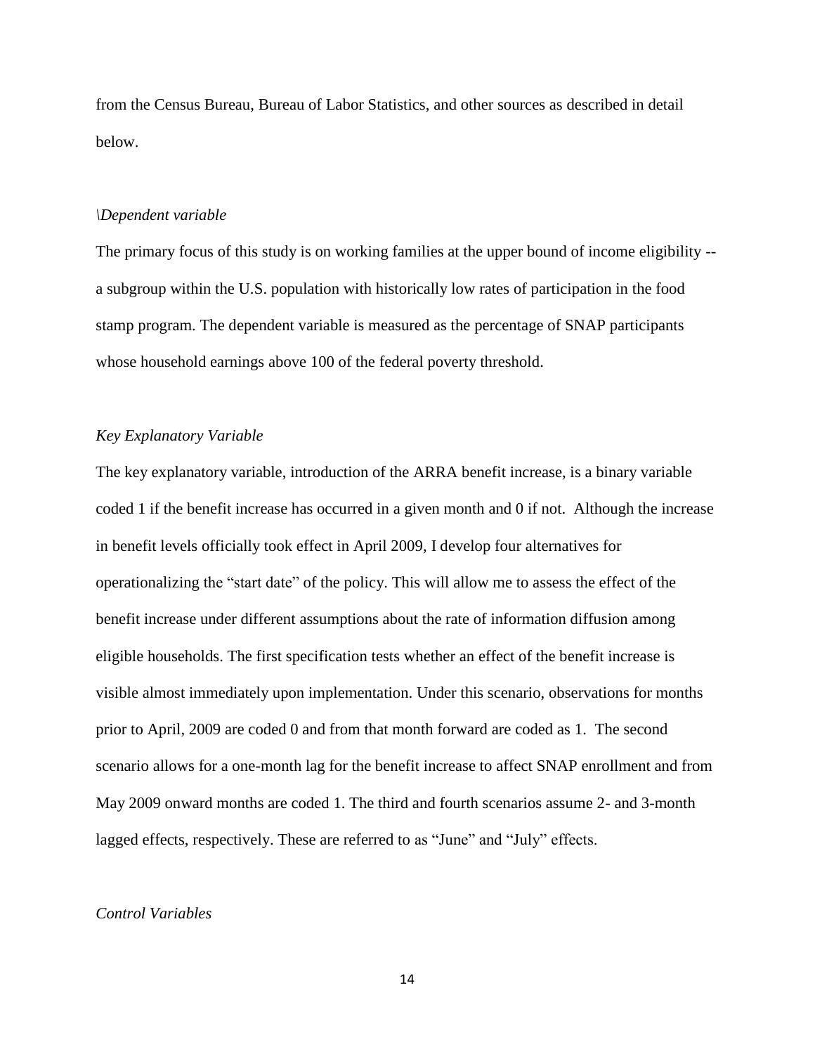from the Census Bureau, Bureau of Labor Statistics, and other sources as described in detail below.

*\Dependent variable*

The primary focus of this study is on working families at the upper bound of income eligibility -- a subgroup within the U.S. population with historically low rates of participation in the food stamp program. The dependent variable is measured as the percentage of SNAP participants whose household earnings above 100 of the federal poverty threshold.

*Key Explanatory Variable*

The key explanatory variable, introduction of the ARRA benefit increase, is a binary variable coded 1 if the benefit increase has occurred in a given month and 0 if not. Although the increase in benefit levels officially took effect in April 2009, I develop four alternatives for operationalizing the "start date" of the policy. This will allow me to assess the effect of the benefit increase under different assumptions about the rate of information diffusion among eligible households. The first specification tests whether an effect of the benefit increase is visible almost immediately upon implementation. Under this scenario, observations for months prior to April, 2009 are coded 0 and from that month forward are coded as 1. The second scenario allows for a one-month lag for the benefit increase to affect SNAP enrollment and from May 2009 onward months are coded 1. The third and fourth scenarios assume 2- and 3-month lagged effects, respectively. These are referred to as "June" and "July" effects.

*Control Variables*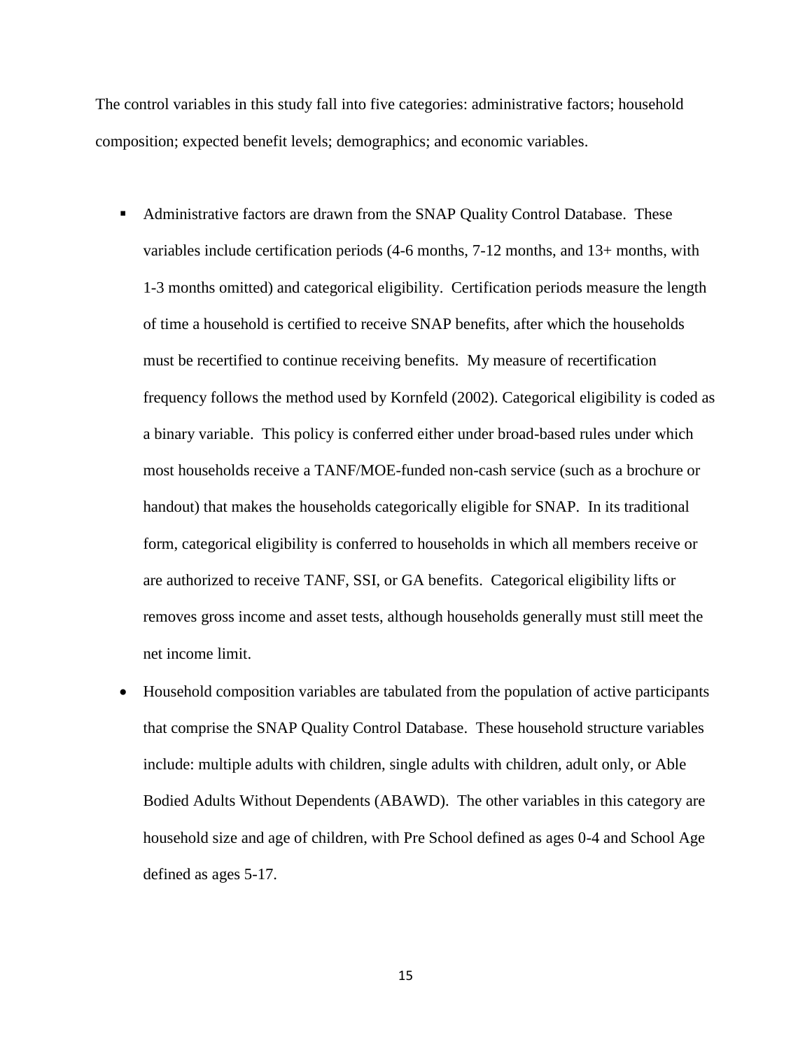The control variables in this study fall into five categories: administrative factors; household composition; expected benefit levels; demographics; and economic variables.

- Administrative factors are drawn from the SNAP Quality Control Database. These variables include certification periods (4-6 months, 7-12 months, and 13+ months, with 1-3 months omitted) and categorical eligibility. Certification periods measure the length of time a household is certified to receive SNAP benefits, after which the households must be recertified to continue receiving benefits. My measure of recertification frequency follows the method used by Kornfeld (2002). Categorical eligibility is coded as a binary variable. This policy is conferred either under broad-based rules under which most households receive a TANF/MOE-funded non-cash service (such as a brochure or handout) that makes the households categorically eligible for SNAP. In its traditional form, categorical eligibility is conferred to households in which all members receive or are authorized to receive TANF, SSI, or GA benefits. Categorical eligibility lifts or removes gross income and asset tests, although households generally must still meet the net income limit.
- Household composition variables are tabulated from the population of active participants that comprise the SNAP Quality Control Database. These household structure variables include: multiple adults with children, single adults with children, adult only, or Able Bodied Adults Without Dependents (ABAWD). The other variables in this category are household size and age of children, with Pre School defined as ages 0-4 and School Age defined as ages 5-17.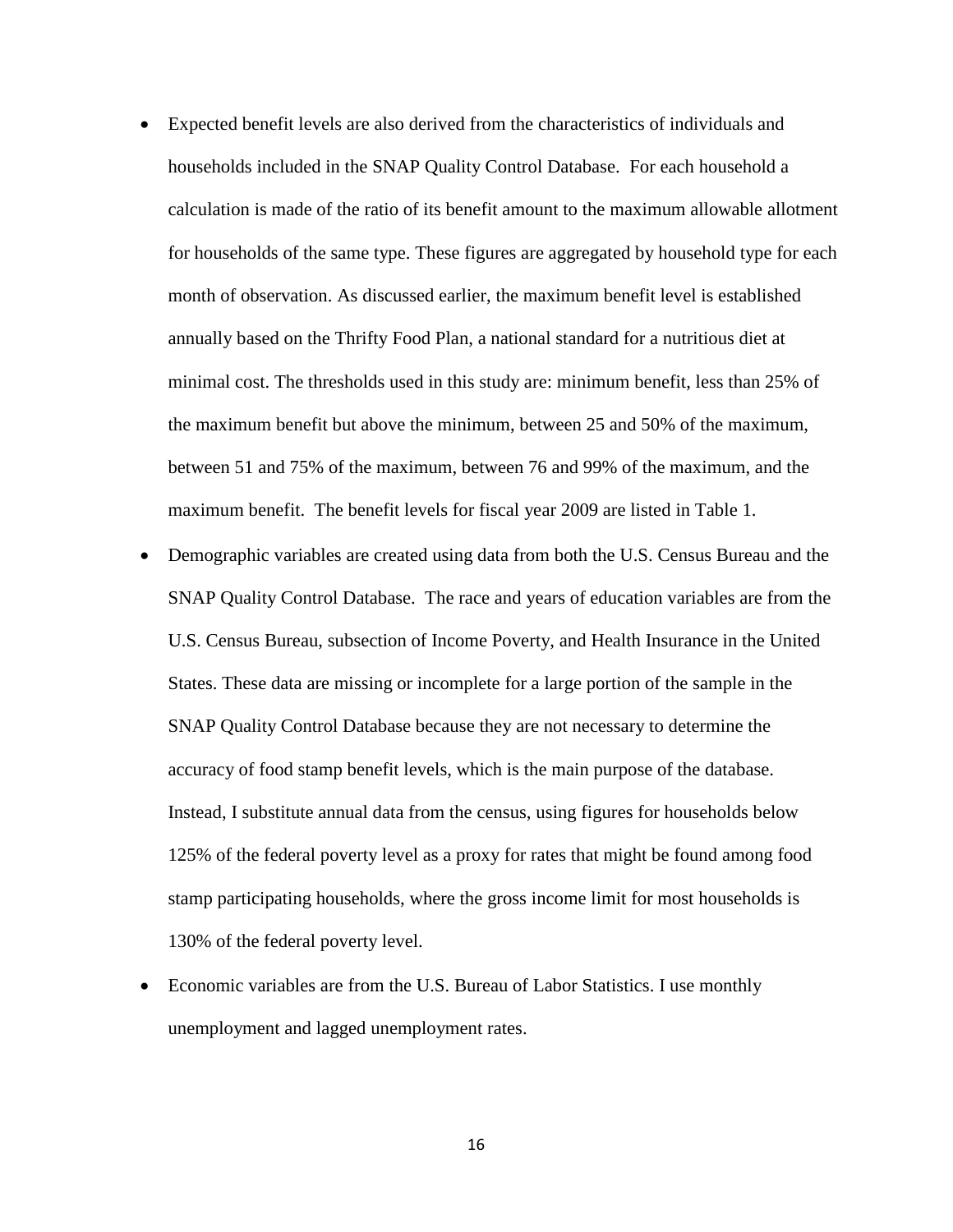- Expected benefit levels are also derived from the characteristics of individuals and households included in the SNAP Quality Control Database. For each household a calculation is made of the ratio of its benefit amount to the maximum allowable allotment for households of the same type. These figures are aggregated by household type for each month of observation. As discussed earlier, the maximum benefit level is established annually based on the Thrifty Food Plan, a national standard for a nutritious diet at minimal cost. The thresholds used in this study are: minimum benefit, less than 25% of the maximum benefit but above the minimum, between 25 and 50% of the maximum, between 51 and 75% of the maximum, between 76 and 99% of the maximum, and the maximum benefit. The benefit levels for fiscal year 2009 are listed in Table 1.
- Demographic variables are created using data from both the U.S. Census Bureau and the SNAP Quality Control Database. The race and years of education variables are from the U.S. Census Bureau, subsection of Income Poverty, and Health Insurance in the United States. These data are missing or incomplete for a large portion of the sample in the SNAP Quality Control Database because they are not necessary to determine the accuracy of food stamp benefit levels, which is the main purpose of the database. Instead, I substitute annual data from the census, using figures for households below 125% of the federal poverty level as a proxy for rates that might be found among food stamp participating households, where the gross income limit for most households is 130% of the federal poverty level.
- Economic variables are from the U.S. Bureau of Labor Statistics. I use monthly unemployment and lagged unemployment rates.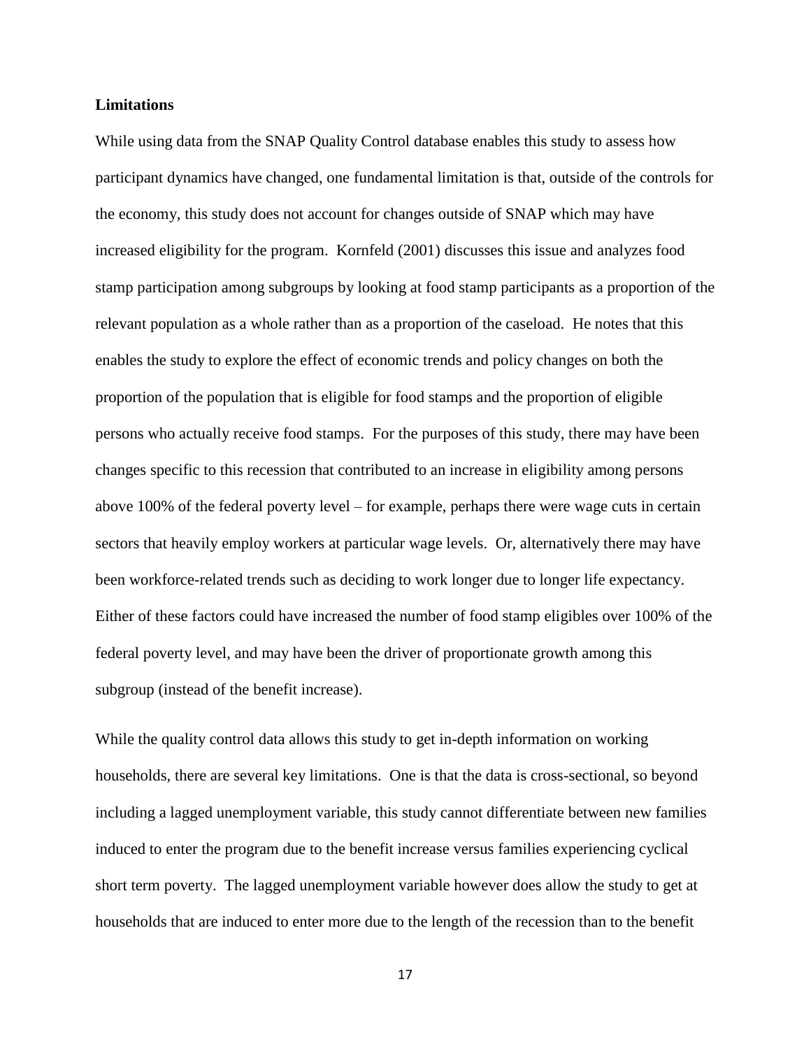**Limitations**

While using data from the SNAP Quality Control database enables this study to assess how participant dynamics have changed, one fundamental limitation is that, outside of the controls for the economy, this study does not account for changes outside of SNAP which may have increased eligibility for the program. Kornfeld (2001) discusses this issue and analyzes food stamp participation among subgroups by looking at food stamp participants as a proportion of the relevant population as a whole rather than as a proportion of the caseload. He notes that this enables the study to explore the effect of economic trends and policy changes on both the proportion of the population that is eligible for food stamps and the proportion of eligible persons who actually receive food stamps. For the purposes of this study, there may have been changes specific to this recession that contributed to an increase in eligibility among persons above 100% of the federal poverty level – for example, perhaps there were wage cuts in certain sectors that heavily employ workers at particular wage levels. Or, alternatively there may have been workforce-related trends such as deciding to work longer due to longer life expectancy. Either of these factors could have increased the number of food stamp eligibles over 100% of the federal poverty level, and may have been the driver of proportionate growth among this subgroup (instead of the benefit increase).

While the quality control data allows this study to get in-depth information on working households, there are several key limitations. One is that the data is cross-sectional, so beyond including a lagged unemployment variable, this study cannot differentiate between new families induced to enter the program due to the benefit increase versus families experiencing cyclical short term poverty. The lagged unemployment variable however does allow the study to get at households that are induced to enter more due to the length of the recession than to the benefit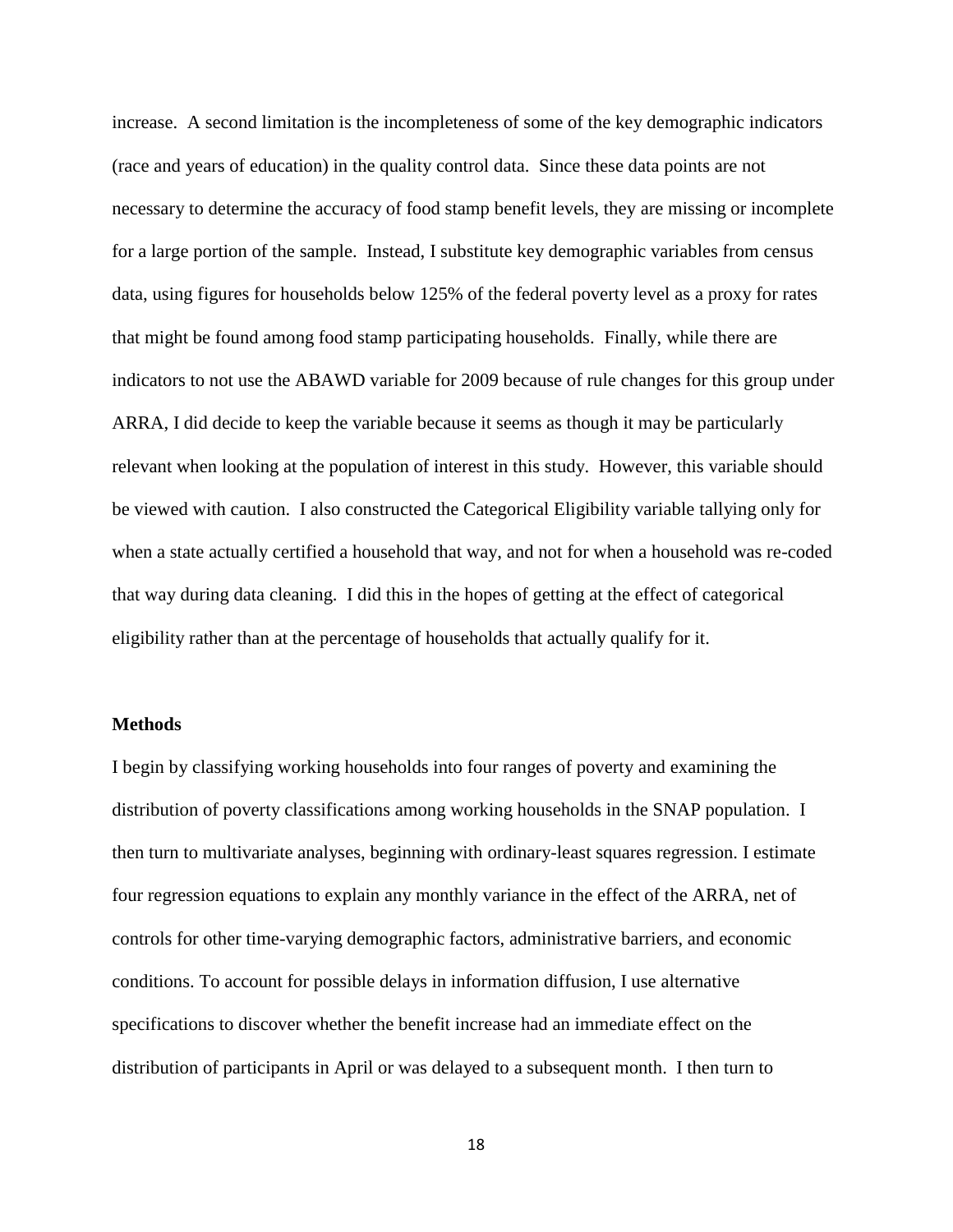increase. A second limitation is the incompleteness of some of the key demographic indicators (race and years of education) in the quality control data. Since these data points are not necessary to determine the accuracy of food stamp benefit levels, they are missing or incomplete for a large portion of the sample. Instead, I substitute key demographic variables from census data, using figures for households below 125% of the federal poverty level as a proxy for rates that might be found among food stamp participating households. Finally, while there are indicators to not use the ABAWD variable for 2009 because of rule changes for this group under ARRA, I did decide to keep the variable because it seems as though it may be particularly relevant when looking at the population of interest in this study. However, this variable should be viewed with caution. I also constructed the Categorical Eligibility variable tallying only for when a state actually certified a household that way, and not for when a household was re-coded that way during data cleaning. I did this in the hopes of getting at the effect of categorical eligibility rather than at the percentage of households that actually qualify for it.

**Methods**

I begin by classifying working households into four ranges of poverty and examining the distribution of poverty classifications among working households in the SNAP population. I then turn to multivariate analyses, beginning with ordinary-least squares regression. I estimate four regression equations to explain any monthly variance in the effect of the ARRA, net of controls for other time-varying demographic factors, administrative barriers, and economic conditions. To account for possible delays in information diffusion, I use alternative specifications to discover whether the benefit increase had an immediate effect on the distribution of participants in April or was delayed to a subsequent month. I then turn to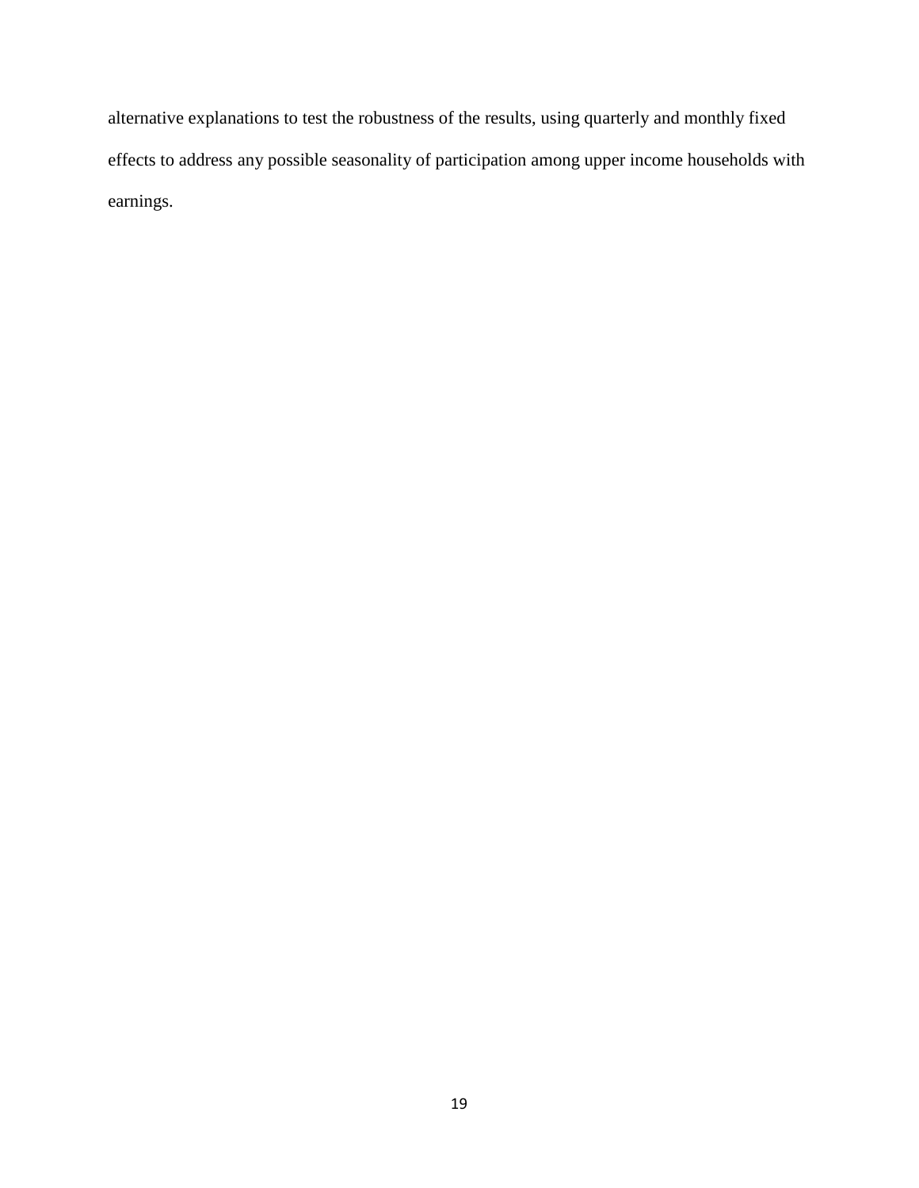alternative explanations to test the robustness of the results, using quarterly and monthly fixed effects to address any possible seasonality of participation among upper income households with earnings.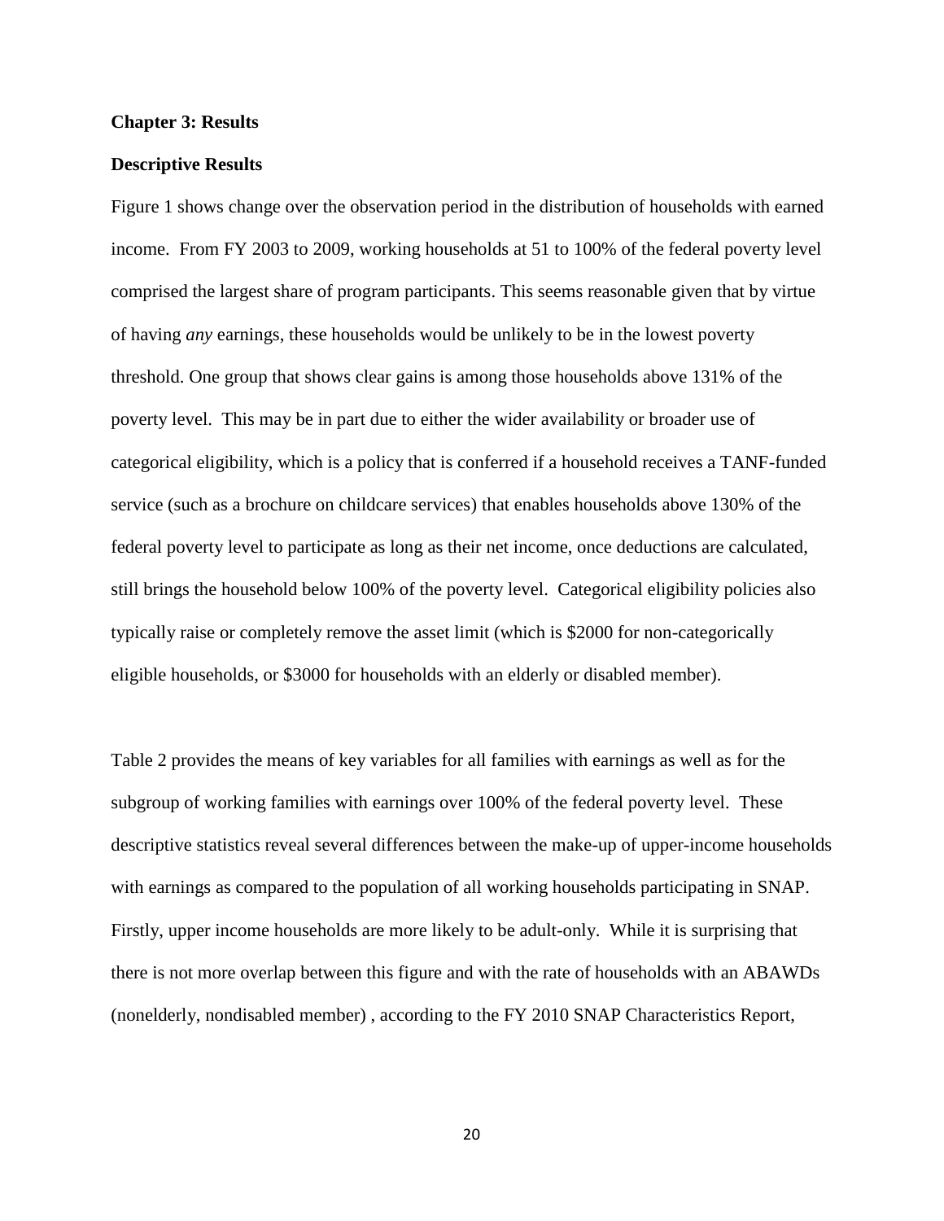**Chapter 3: Results**

**Descriptive Results**

Figure 1 shows change over the observation period in the distribution of households with earned income. From FY 2003 to 2009, working households at 51 to 100% of the federal poverty level comprised the largest share of program participants. This seems reasonable given that by virtue of having *any* earnings, these households would be unlikely to be in the lowest poverty threshold. One group that shows clear gains is among those households above 131% of the poverty level. This may be in part due to either the wider availability or broader use of categorical eligibility, which is a policy that is conferred if a household receives a TANF-funded service (such as a brochure on childcare services) that enables households above 130% of the federal poverty level to participate as long as their net income, once deductions are calculated, still brings the household below 100% of the poverty level. Categorical eligibility policies also typically raise or completely remove the asset limit (which is $2000 for non-categorically eligible households, or $3000 for households with an elderly or disabled member).

Table 2 provides the means of key variables for all families with earnings as well as for the subgroup of working families with earnings over 100% of the federal poverty level. These descriptive statistics reveal several differences between the make-up of upper-income households with earnings as compared to the population of all working households participating in SNAP. Firstly, upper income households are more likely to be adult-only. While it is surprising that there is not more overlap between this figure and with the rate of households with an ABAWDs (nonelderly, nondisabled member) , according to the FY 2010 SNAP Characteristics Report,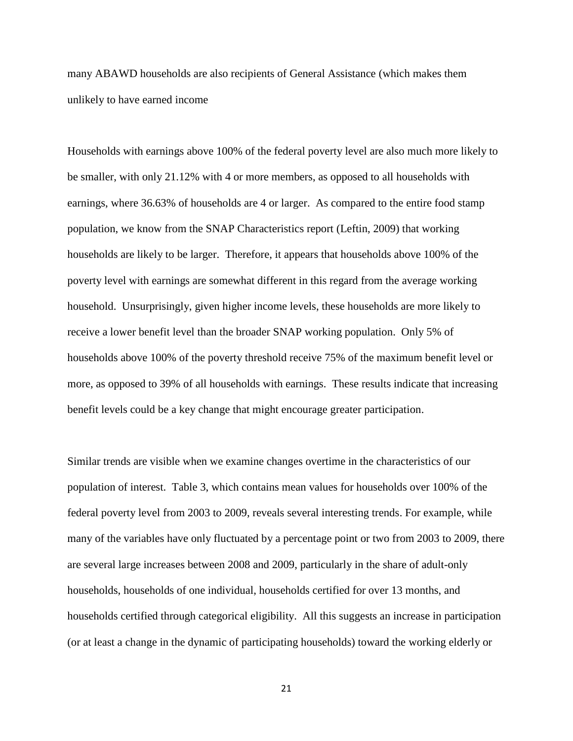many ABAWD households are also recipients of General Assistance (which makes them unlikely to have earned income

Households with earnings above 100% of the federal poverty level are also much more likely to be smaller, with only 21.12% with 4 or more members, as opposed to all households with earnings, where 36.63% of households are 4 or larger. As compared to the entire food stamp population, we know from the SNAP Characteristics report (Leftin, 2009) that working households are likely to be larger. Therefore, it appears that households above 100% of the poverty level with earnings are somewhat different in this regard from the average working household. Unsurprisingly, given higher income levels, these households are more likely to receive a lower benefit level than the broader SNAP working population. Only 5% of households above 100% of the poverty threshold receive 75% of the maximum benefit level or more, as opposed to 39% of all households with earnings. These results indicate that increasing benefit levels could be a key change that might encourage greater participation.

Similar trends are visible when we examine changes overtime in the characteristics of our population of interest. Table 3, which contains mean values for households over 100% of the federal poverty level from 2003 to 2009, reveals several interesting trends. For example, while many of the variables have only fluctuated by a percentage point or two from 2003 to 2009, there are several large increases between 2008 and 2009, particularly in the share of adult-only households, households of one individual, households certified for over 13 months, and households certified through categorical eligibility. All this suggests an increase in participation (or at least a change in the dynamic of participating households) toward the working elderly or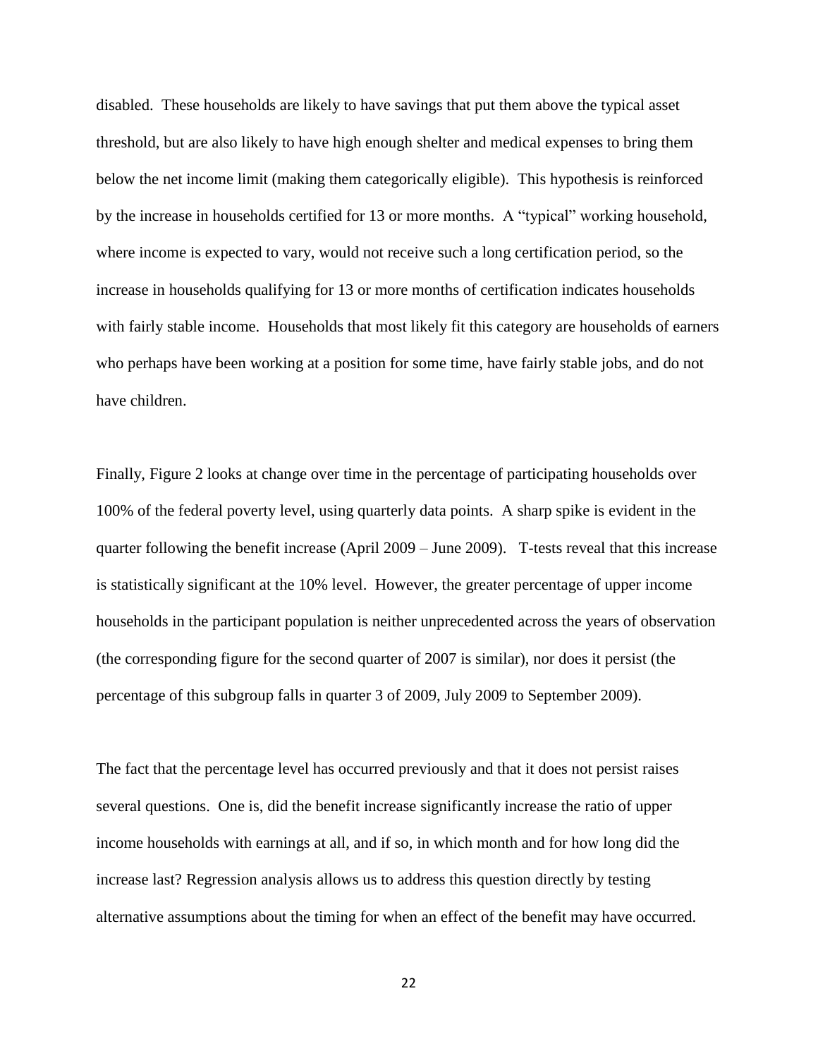disabled. These households are likely to have savings that put them above the typical asset threshold, but are also likely to have high enough shelter and medical expenses to bring them below the net income limit (making them categorically eligible). This hypothesis is reinforced by the increase in households certified for 13 or more months. A "typical" working household, where income is expected to vary, would not receive such a long certification period, so the increase in households qualifying for 13 or more months of certification indicates households with fairly stable income. Households that most likely fit this category are households of earners who perhaps have been working at a position for some time, have fairly stable jobs, and do not have children.

Finally, Figure 2 looks at change over time in the percentage of participating households over 100% of the federal poverty level, using quarterly data points. A sharp spike is evident in the quarter following the benefit increase (April 2009 – June 2009). T-tests reveal that this increase is statistically significant at the 10% level. However, the greater percentage of upper income households in the participant population is neither unprecedented across the years of observation (the corresponding figure for the second quarter of 2007 is similar), nor does it persist (the percentage of this subgroup falls in quarter 3 of 2009, July 2009 to September 2009).

The fact that the percentage level has occurred previously and that it does not persist raises several questions. One is, did the benefit increase significantly increase the ratio of upper income households with earnings at all, and if so, in which month and for how long did the increase last? Regression analysis allows us to address this question directly by testing alternative assumptions about the timing for when an effect of the benefit may have occurred.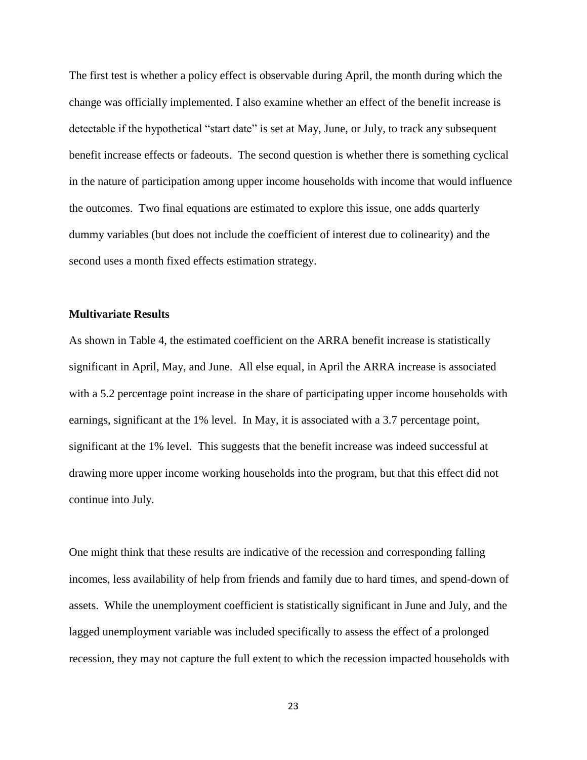The first test is whether a policy effect is observable during April, the month during which the change was officially implemented. I also examine whether an effect of the benefit increase is detectable if the hypothetical "start date" is set at May, June, or July, to track any subsequent benefit increase effects or fadeouts. The second question is whether there is something cyclical in the nature of participation among upper income households with income that would influence the outcomes. Two final equations are estimated to explore this issue, one adds quarterly dummy variables (but does not include the coefficient of interest due to colinearity) and the second uses a month fixed effects estimation strategy.

**Multivariate Results**

As shown in Table 4, the estimated coefficient on the ARRA benefit increase is statistically significant in April, May, and June. All else equal, in April the ARRA increase is associated with a 5.2 percentage point increase in the share of participating upper income households with earnings, significant at the 1% level. In May, it is associated with a 3.7 percentage point, significant at the 1% level. This suggests that the benefit increase was indeed successful at drawing more upper income working households into the program, but that this effect did not continue into July.

One might think that these results are indicative of the recession and corresponding falling incomes, less availability of help from friends and family due to hard times, and spend-down of assets. While the unemployment coefficient is statistically significant in June and July, and the lagged unemployment variable was included specifically to assess the effect of a prolonged recession, they may not capture the full extent to which the recession impacted households with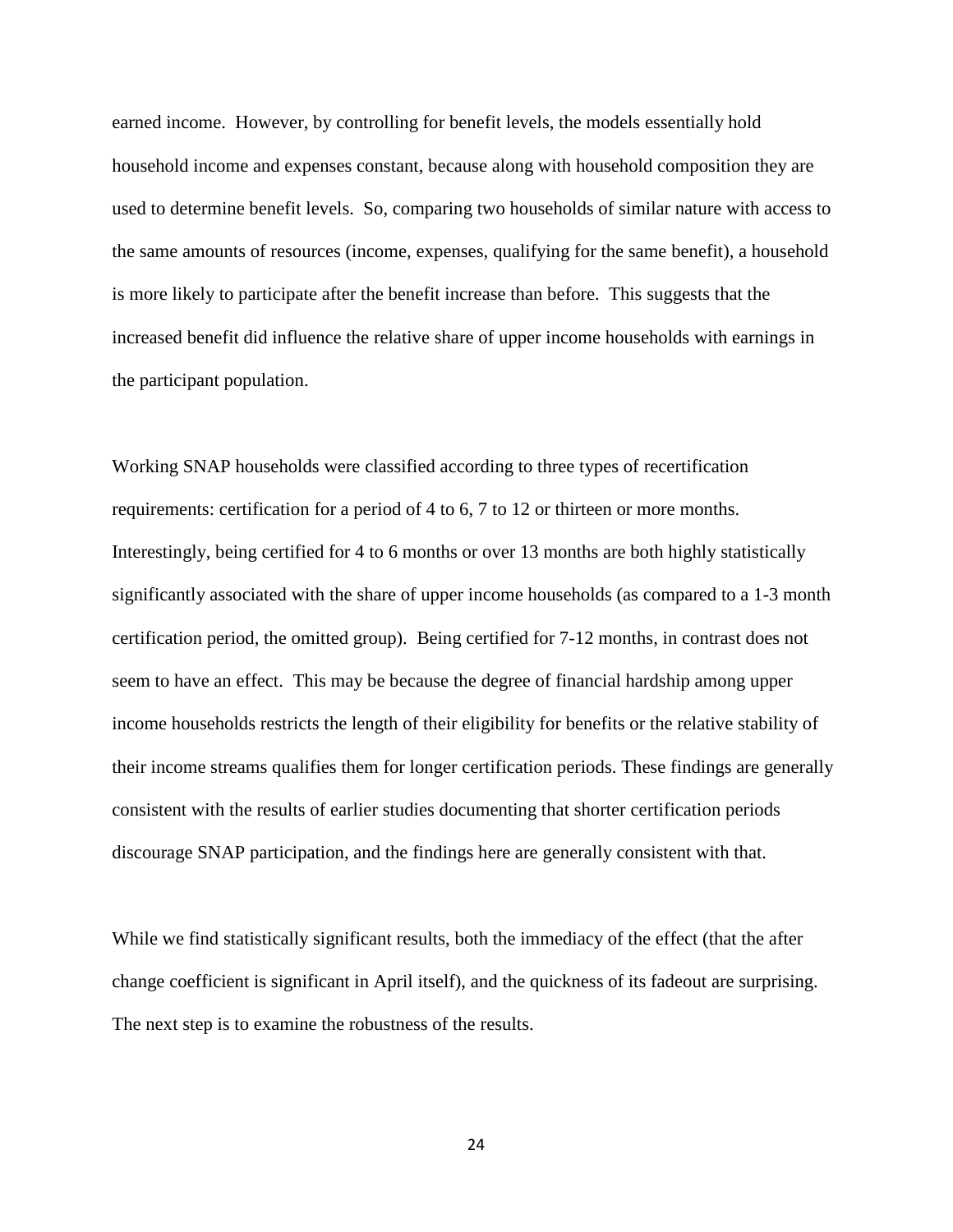earned income. However, by controlling for benefit levels, the models essentially hold household income and expenses constant, because along with household composition they are used to determine benefit levels. So, comparing two households of similar nature with access to the same amounts of resources (income, expenses, qualifying for the same benefit), a household is more likely to participate after the benefit increase than before. This suggests that the increased benefit did influence the relative share of upper income households with earnings in the participant population.

Working SNAP households were classified according to three types of recertification requirements: certification for a period of 4 to 6, 7 to 12 or thirteen or more months. Interestingly, being certified for 4 to 6 months or over 13 months are both highly statistically significantly associated with the share of upper income households (as compared to a 1-3 month certification period, the omitted group). Being certified for 7-12 months, in contrast does not seem to have an effect. This may be because the degree of financial hardship among upper income households restricts the length of their eligibility for benefits or the relative stability of their income streams qualifies them for longer certification periods. These findings are generally consistent with the results of earlier studies documenting that shorter certification periods discourage SNAP participation, and the findings here are generally consistent with that.

While we find statistically significant results, both the immediacy of the effect (that the after change coefficient is significant in April itself), and the quickness of its fadeout are surprising. The next step is to examine the robustness of the results.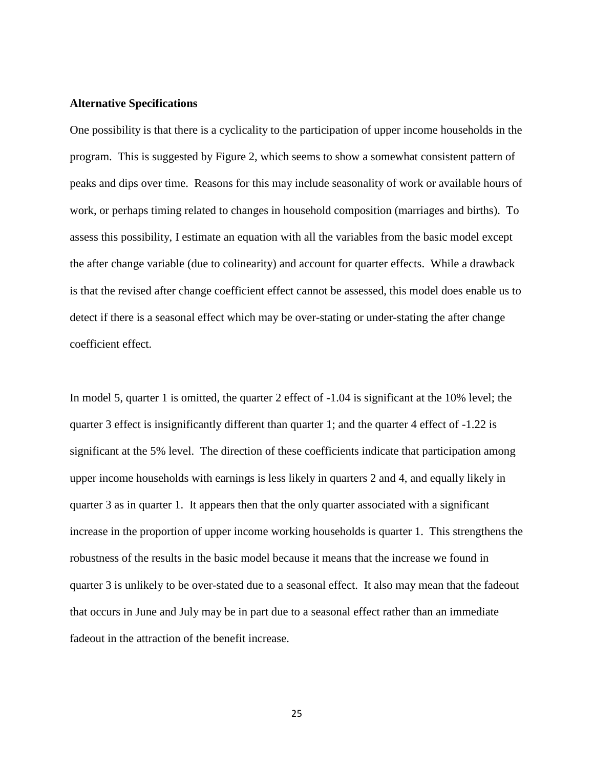**Alternative Specifications**

One possibility is that there is a cyclicality to the participation of upper income households in the program. This is suggested by Figure 2, which seems to show a somewhat consistent pattern of peaks and dips over time. Reasons for this may include seasonality of work or available hours of work, or perhaps timing related to changes in household composition (marriages and births). To assess this possibility, I estimate an equation with all the variables from the basic model except the after change variable (due to colinearity) and account for quarter effects. While a drawback is that the revised after change coefficient effect cannot be assessed, this model does enable us to detect if there is a seasonal effect which may be over-stating or under-stating the after change coefficient effect.

In model 5, quarter 1 is omitted, the quarter 2 effect of -1.04 is significant at the 10% level; the quarter 3 effect is insignificantly different than quarter 1; and the quarter 4 effect of -1.22 is significant at the 5% level. The direction of these coefficients indicate that participation among upper income households with earnings is less likely in quarters 2 and 4, and equally likely in quarter 3 as in quarter 1. It appears then that the only quarter associated with a significant increase in the proportion of upper income working households is quarter 1. This strengthens the robustness of the results in the basic model because it means that the increase we found in quarter 3 is unlikely to be over-stated due to a seasonal effect. It also may mean that the fadeout that occurs in June and July may be in part due to a seasonal effect rather than an immediate fadeout in the attraction of the benefit increase.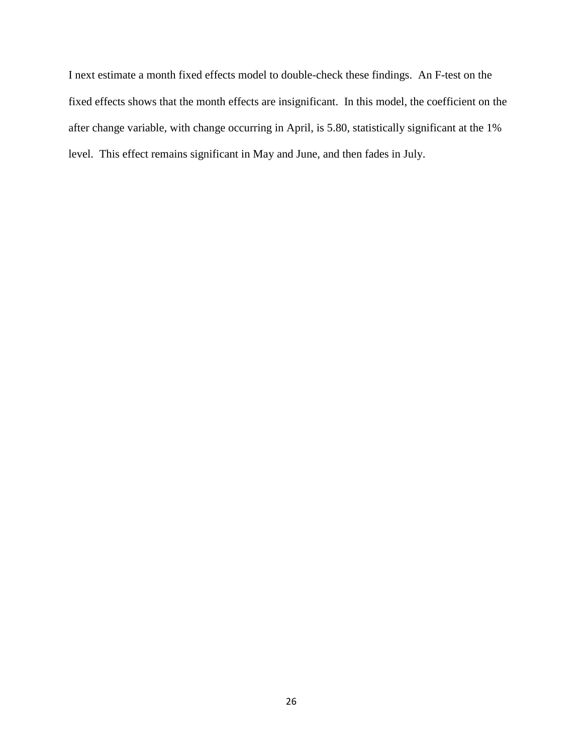I next estimate a month fixed effects model to double-check these findings. An F-test on the fixed effects shows that the month effects are insignificant. In this model, the coefficient on the after change variable, with change occurring in April, is 5.80, statistically significant at the 1% level. This effect remains significant in May and June, and then fades in July.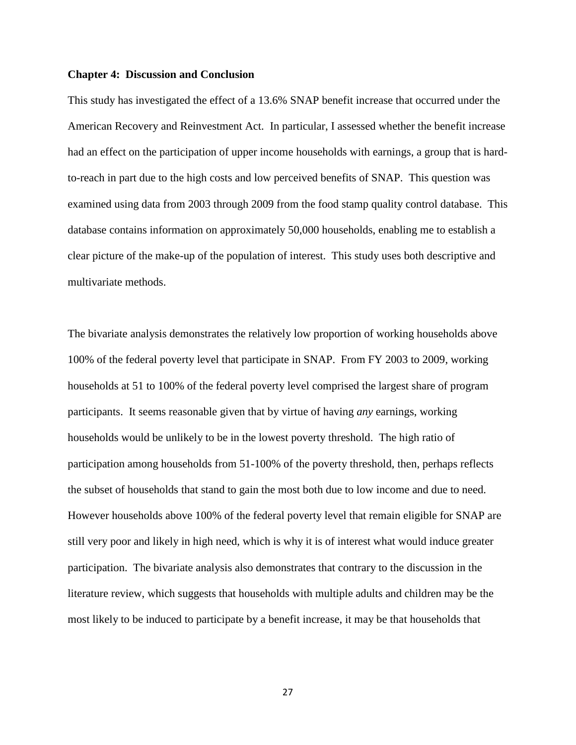### Chapter 4: Discussion and Conclusion

This study has investigated the effect of a 13.6% SNAP benefit increase that occurred under the American Recovery and Reinvestment Act. In particular, I assessed whether the benefit increase had an effect on the participation of upper income households with earnings, a group that is hard-to-reach in part due to the high costs and low perceived benefits of SNAP. This question was examined using data from 2003 through 2009 from the food stamp quality control database. This database contains information on approximately 50,000 households, enabling me to establish a clear picture of the make-up of the population of interest. This study uses both descriptive and multivariate methods.

The bivariate analysis demonstrates the relatively low proportion of working households above 100% of the federal poverty level that participate in SNAP. From FY 2003 to 2009, working households at 51 to 100% of the federal poverty level comprised the largest share of program participants. It seems reasonable given that by virtue of having *any* earnings, working households would be unlikely to be in the lowest poverty threshold. The high ratio of participation among households from 51-100% of the poverty threshold, then, perhaps reflects the subset of households that stand to gain the most both due to low income and due to need. However households above 100% of the federal poverty level that remain eligible for SNAP are still very poor and likely in high need, which is why it is of interest what would induce greater participation. The bivariate analysis also demonstrates that contrary to the discussion in the literature review, which suggests that households with multiple adults and children may be the most likely to be induced to participate by a benefit increase, it may be that households that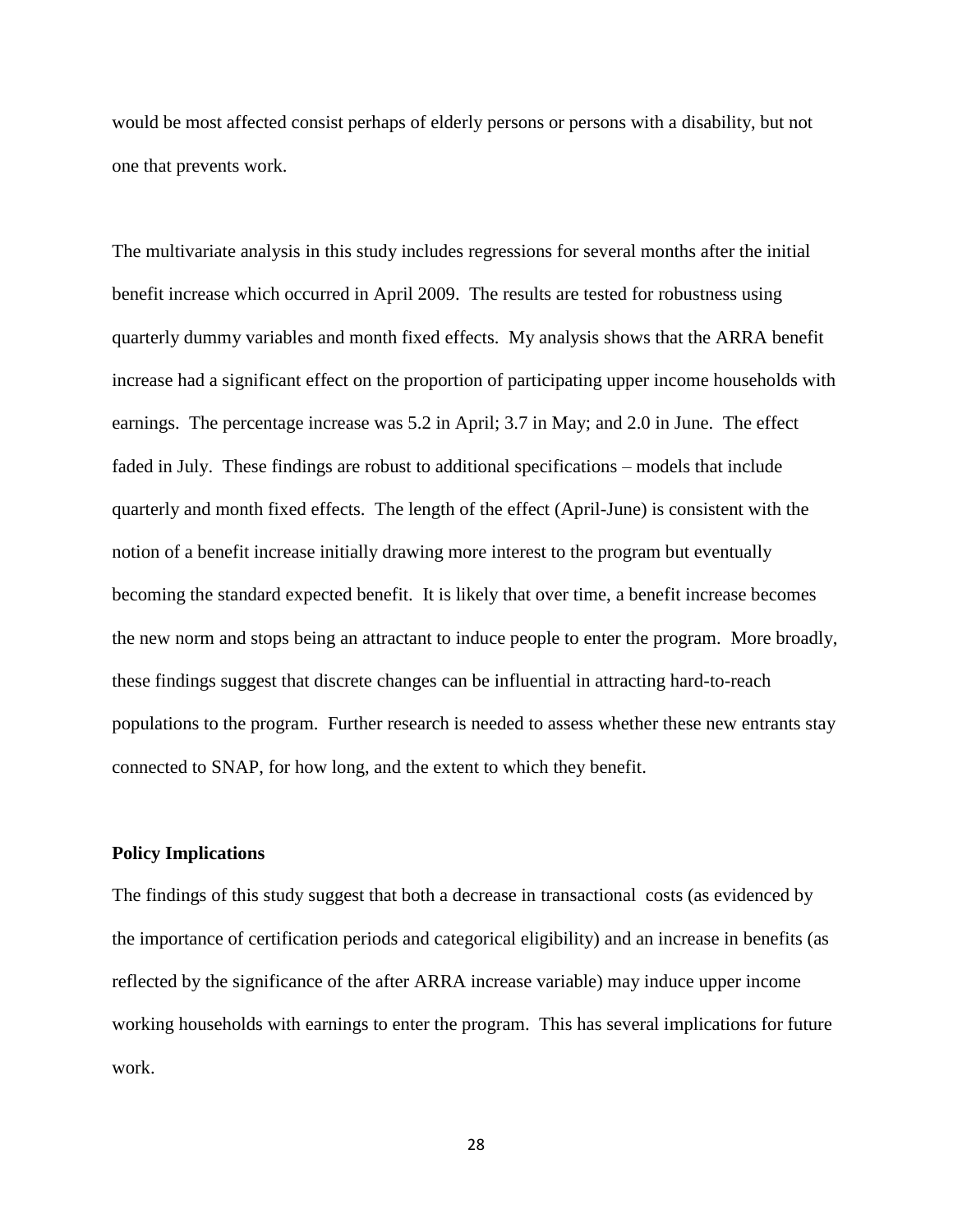would be most affected consist perhaps of elderly persons or persons with a disability, but not one that prevents work.

The multivariate analysis in this study includes regressions for several months after the initial benefit increase which occurred in April 2009. The results are tested for robustness using quarterly dummy variables and month fixed effects. My analysis shows that the ARRA benefit increase had a significant effect on the proportion of participating upper income households with earnings. The percentage increase was 5.2 in April; 3.7 in May; and 2.0 in June. The effect faded in July. These findings are robust to additional specifications – models that include quarterly and month fixed effects. The length of the effect (April-June) is consistent with the notion of a benefit increase initially drawing more interest to the program but eventually becoming the standard expected benefit. It is likely that over time, a benefit increase becomes the new norm and stops being an attractant to induce people to enter the program. More broadly, these findings suggest that discrete changes can be influential in attracting hard-to-reach populations to the program. Further research is needed to assess whether these new entrants stay connected to SNAP, for how long, and the extent to which they benefit.

**Policy Implications**

The findings of this study suggest that both a decrease in transactional costs (as evidenced by the importance of certification periods and categorical eligibility) and an increase in benefits (as reflected by the significance of the after ARRA increase variable) may induce upper income working households with earnings to enter the program. This has several implications for future work.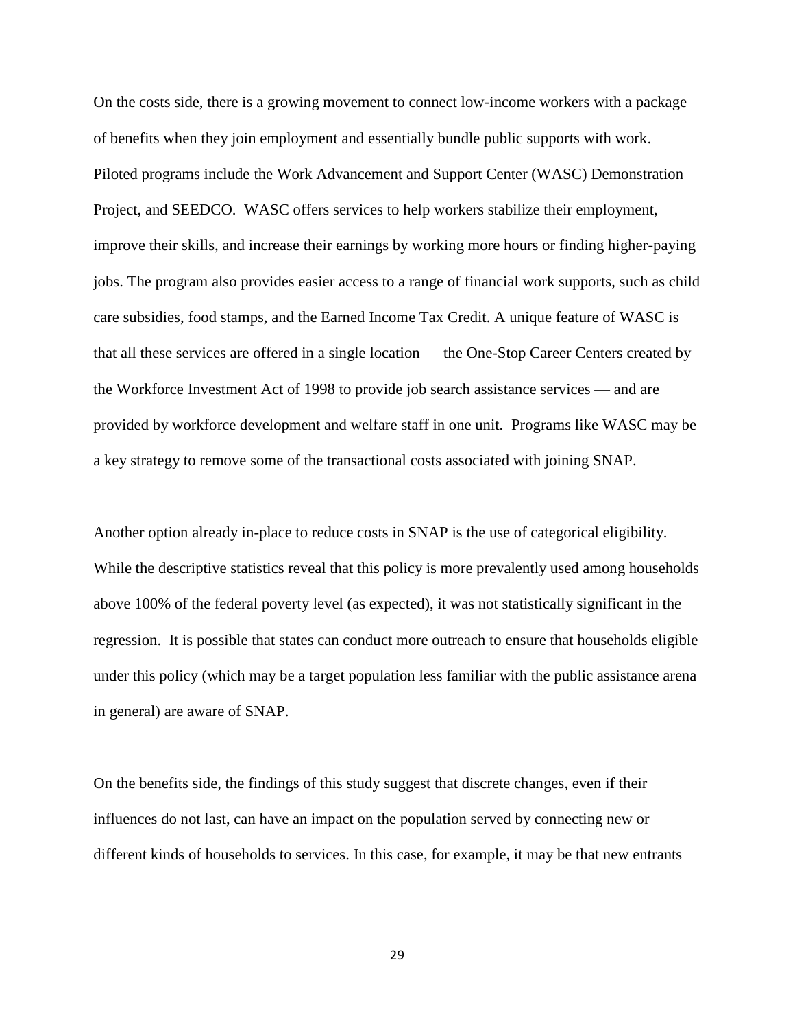On the costs side, there is a growing movement to connect low-income workers with a package of benefits when they join employment and essentially bundle public supports with work. Piloted programs include the Work Advancement and Support Center (WASC) Demonstration Project, and SEEDCO. WASC offers services to help workers stabilize their employment, improve their skills, and increase their earnings by working more hours or finding higher-paying jobs. The program also provides easier access to a range of financial work supports, such as child care subsidies, food stamps, and the Earned Income Tax Credit. A unique feature of WASC is that all these services are offered in a single location — the One-Stop Career Centers created by the Workforce Investment Act of 1998 to provide job search assistance services — and are provided by workforce development and welfare staff in one unit. Programs like WASC may be a key strategy to remove some of the transactional costs associated with joining SNAP.

Another option already in-place to reduce costs in SNAP is the use of categorical eligibility. While the descriptive statistics reveal that this policy is more prevalently used among households above 100% of the federal poverty level (as expected), it was not statistically significant in the regression. It is possible that states can conduct more outreach to ensure that households eligible under this policy (which may be a target population less familiar with the public assistance arena in general) are aware of SNAP.

On the benefits side, the findings of this study suggest that discrete changes, even if their influences do not last, can have an impact on the population served by connecting new or different kinds of households to services. In this case, for example, it may be that new entrants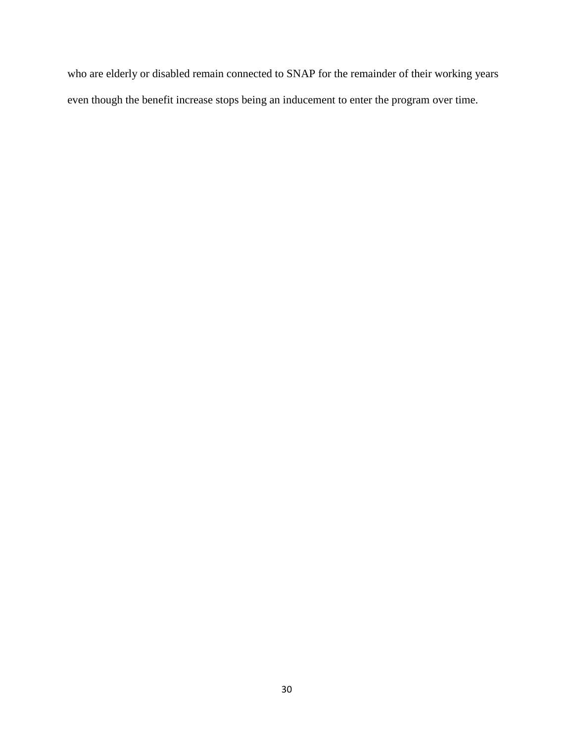who are elderly or disabled remain connected to SNAP for the remainder of their working years even though the benefit increase stops being an inducement to enter the program over time.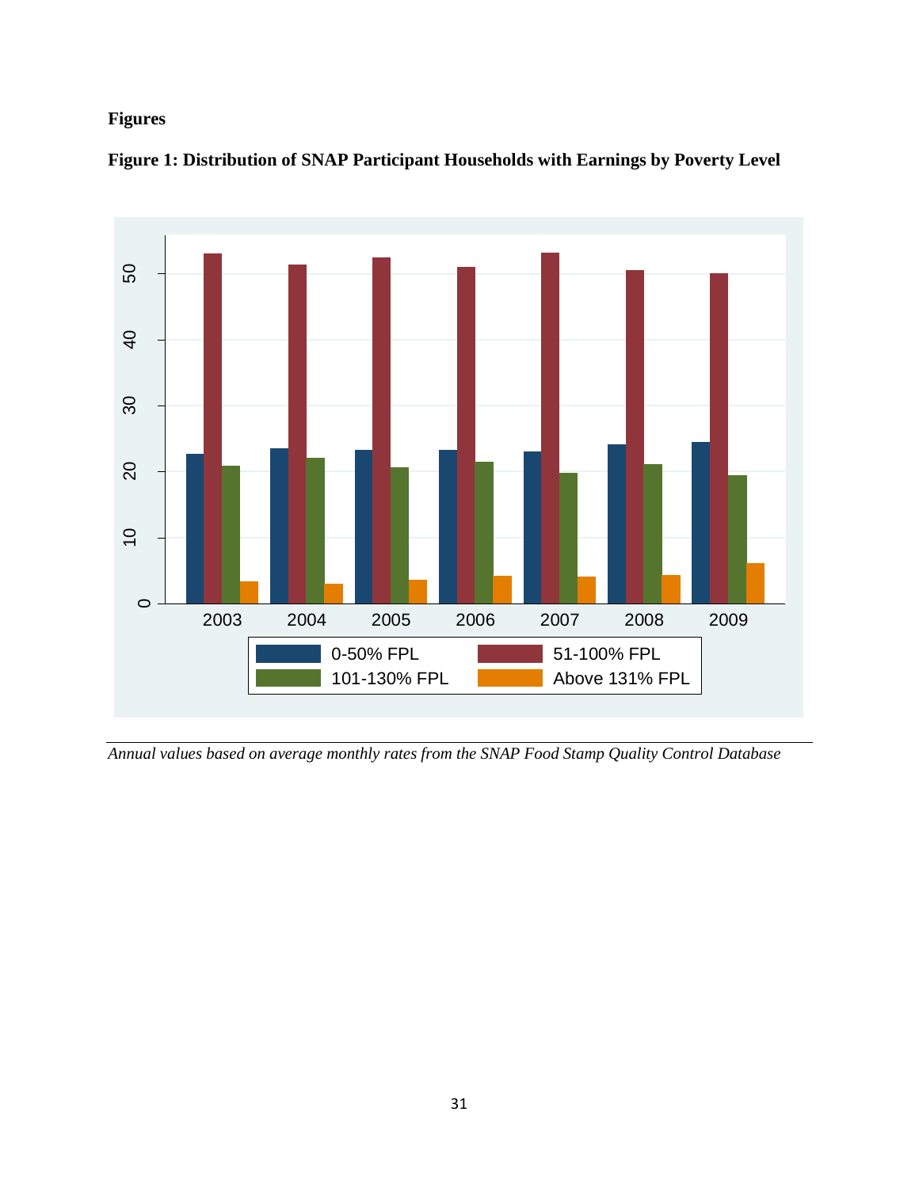**Figures**

**Figure 1: Distribution of SNAP Participant Households with Earnings by Poverty Level**

*Annual values based on average monthly rates from the SNAP Food Stamp Quality Control Database*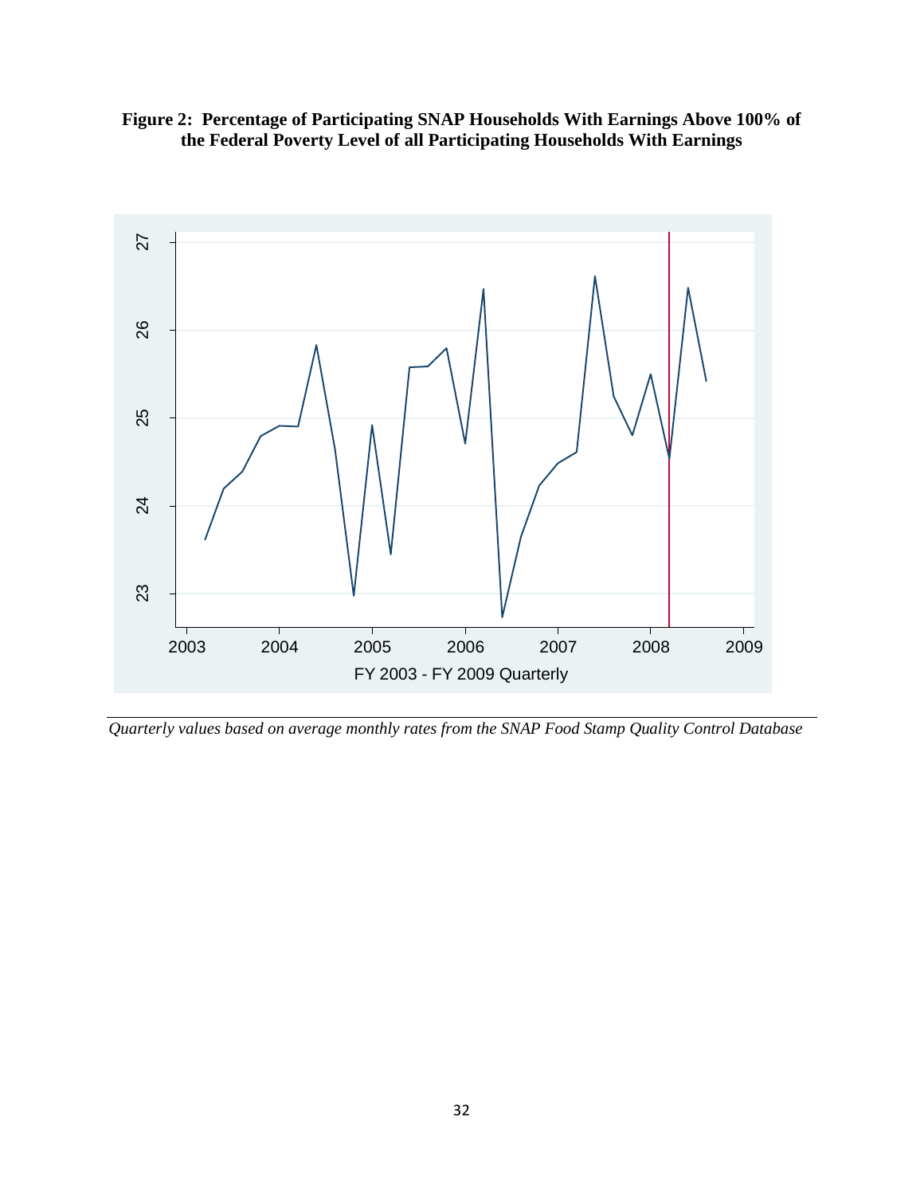**Figure 2: Percentage of Participating SNAP Households With Earnings Above 100% of the Federal Poverty Level of all Participating Households With Earnings**

*Quarterly values based on average monthly rates from the SNAP Food Stamp Quality Control Database*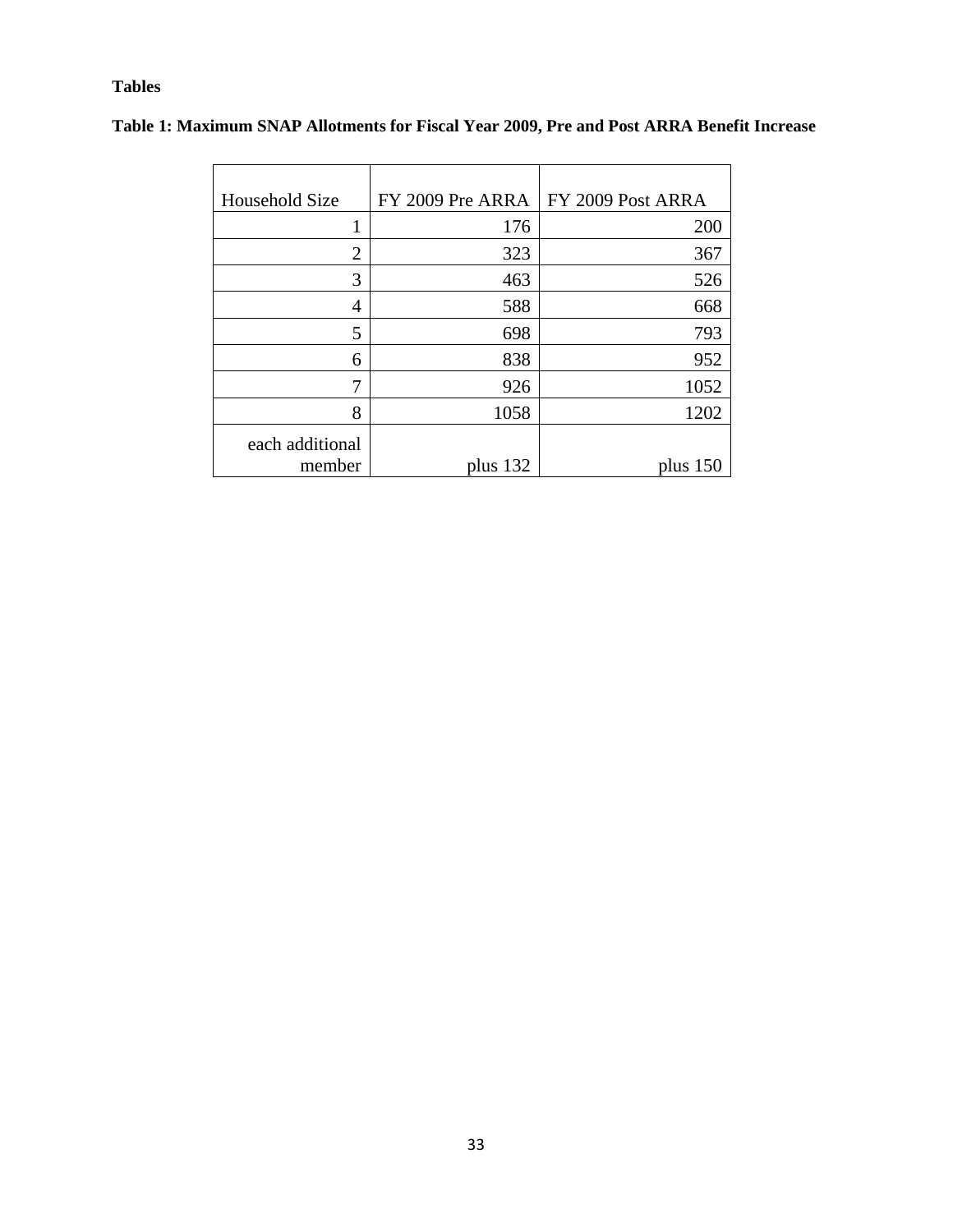**Tables**

**Table 1: Maximum SNAP Allotments for Fiscal Year 2009, Pre and Post ARRA Benefit Increase**

| Household Size | FY 2009 Pre ARRA | FY 2009 Post ARRA |
|---|---|---|
| 1 | 176 | 200 |
| 2 | 323 | 367 |
| 3 | 463 | 526 |
| 4 | 588 | 668 |
| 5 | 698 | 793 |
| 6 | 838 | 952 |
| 7 | 926 | 1052 |
| 8 | 1058 | 1202 |
| each additional member | plus 132 | plus 150 |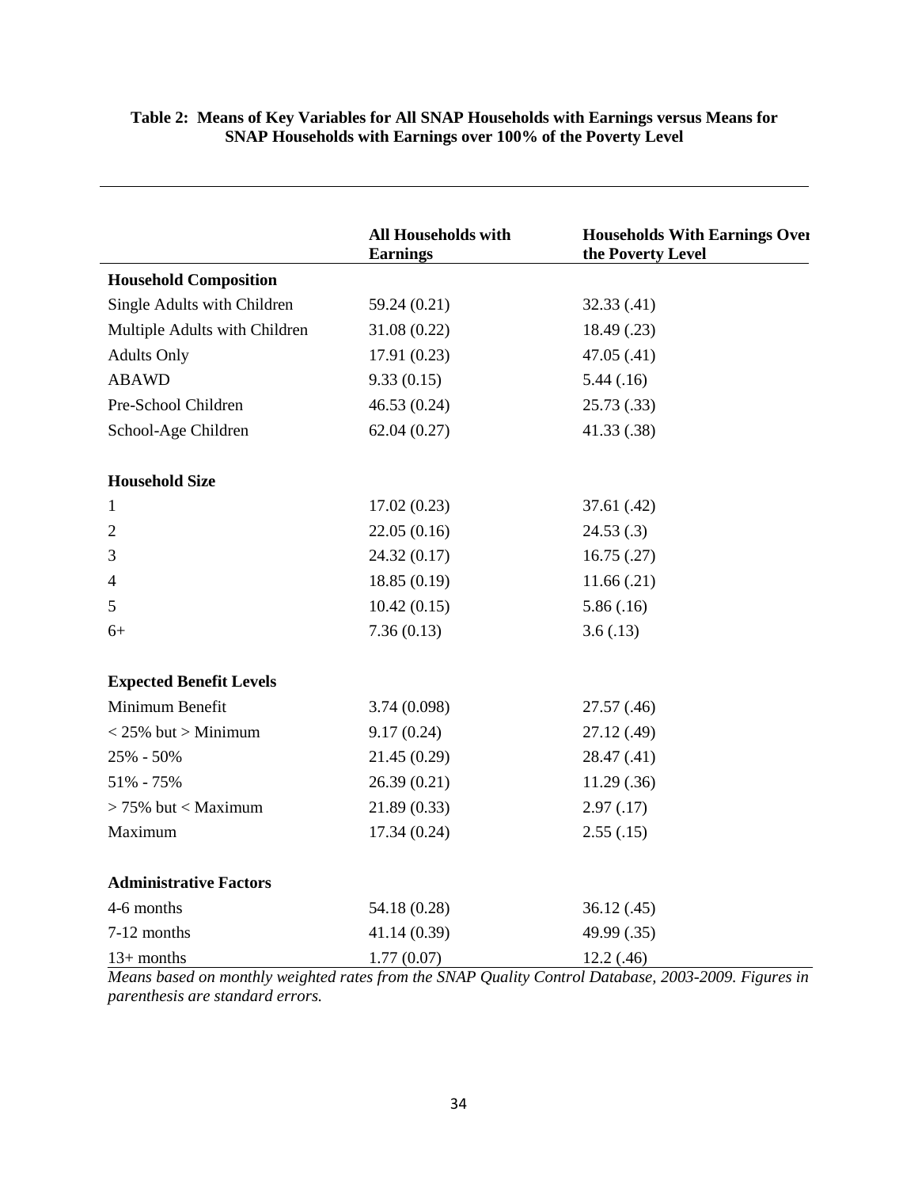**Table 2: Means of Key Variables for All SNAP Households with Earnings versus Means for SNAP Households with Earnings over 100% of the Poverty Level**

| | All Households with Earnings | Households With Earnings Over the Poverty Level |
|---|---|---|
| **Household Composition** | | |
| Single Adults with Children | 59.24 (0.21) | 32.33 (.41) |
| Multiple Adults with Children | 31.08 (0.22) | 18.49 (.23) |
| Adults Only | 17.91 (0.23) | 47.05 (.41) |
| ABAWD | 9.33 (0.15) | 5.44 (.16) |
| Pre-School Children | 46.53 (0.24) | 25.73 (.33) |
| School-Age Children | 62.04 (0.27) | 41.33 (.38) |
| **Household Size** | | |
| 1 | 17.02 (0.23) | 37.61 (.42) |
| 2 | 22.05 (0.16) | 24.53 (.3) |
| 3 | 24.32 (0.17) | 16.75 (.27) |
| 4 | 18.85 (0.19) | 11.66 (.21) |
| 5 | 10.42 (0.15) | 5.86 (.16) |
| 6+ | 7.36 (0.13) | 3.6 (.13) |
| **Expected Benefit Levels** | | |
| Minimum Benefit | 3.74 (0.098) | 27.57 (.46) |
| < 25% but > Minimum | 9.17 (0.24) | 27.12 (.49) |
| 25% - 50% | 21.45 (0.29) | 28.47 (.41) |
| 51% - 75% | 26.39 (0.21) | 11.29 (.36) |
| > 75% but < Maximum | 21.89 (0.33) | 2.97 (.17) |
| Maximum | 17.34 (0.24) | 2.55 (.15) |
| **Administrative Factors** | | |
| 4-6 months | 54.18 (0.28) | 36.12 (.45) |
| 7-12 months | 41.14 (0.39) | 49.99 (.35) |
| 13+ months | 1.77 (0.07) | 12.2 (.46) |

*Means based on monthly weighted rates from the SNAP Quality Control Database, 2003-2009. Figures in parenthesis are standard errors.*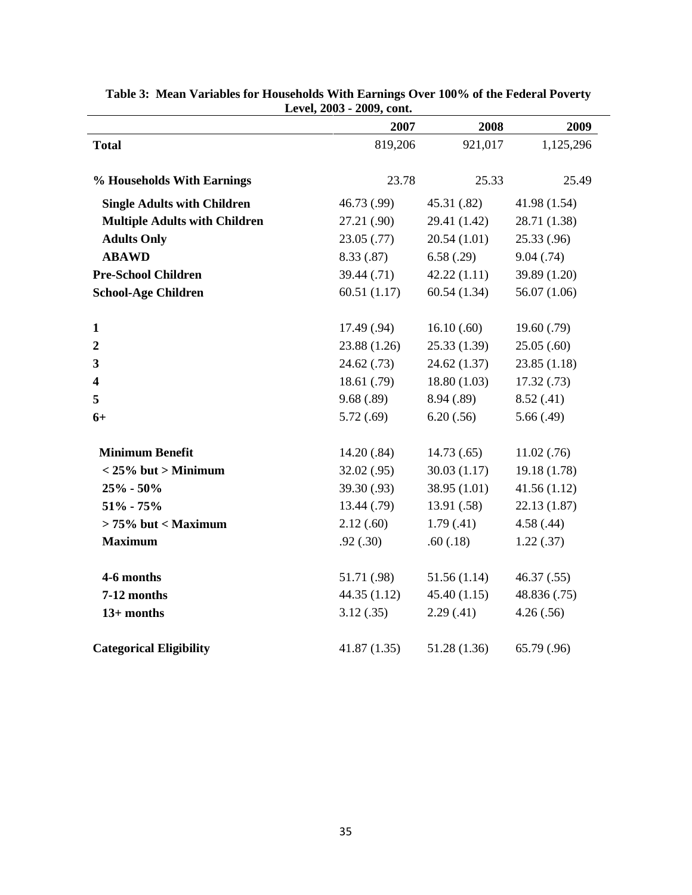**Table 3: Mean Variables for Households With Earnings Over 100% of the Federal Poverty Level, 2003 - 2009, cont.**

| | 2007 | 2008 | 2009 |
|---|---|---|---|
| **Total** | 819,206 | 921,017 | 1,125,296 |
| **% Households With Earnings** | 23.78 | 25.33 | 25.49 |
| **Single Adults with Children** | 46.73 (.99) | 45.31 (.82) | 41.98 (1.54) |
| **Multiple Adults with Children** | 27.21 (.90) | 29.41 (1.42) | 28.71 (1.38) |
| **Adults Only** | 23.05 (.77) | 20.54 (1.01) | 25.33 (.96) |
| **ABAWD** | 8.33 (.87) | 6.58 (.29) | 9.04 (.74) |
| **Pre-School Children** | 39.44 (.71) | 42.22 (1.11) | 39.89 (1.20) |
| **School-Age Children** | 60.51 (1.17) | 60.54 (1.34) | 56.07 (1.06) |
| **1** | 17.49 (.94) | 16.10 (.60) | 19.60 (.79) |
| **2** | 23.88 (1.26) | 25.33 (1.39) | 25.05 (.60) |
| **3** | 24.62 (.73) | 24.62 (1.37) | 23.85 (1.18) |
| **4** | 18.61 (.79) | 18.80 (1.03) | 17.32 (.73) |
| **5** | 9.68 (.89) | 8.94 (.89) | 8.52 (.41) |
| **6+** | 5.72 (.69) | 6.20 (.56) | 5.66 (.49) |
| **Minimum Benefit** | 14.20 (.84) | 14.73 (.65) | 11.02 (.76) |
| **< 25% but > Minimum** | 32.02 (.95) | 30.03 (1.17) | 19.18 (1.78) |
| **25% - 50%** | 39.30 (.93) | 38.95 (1.01) | 41.56 (1.12) |
| **51% - 75%** | 13.44 (.79) | 13.91 (.58) | 22.13 (1.87) |
| **> 75% but < Maximum** | 2.12 (.60) | 1.79 (.41) | 4.58 (.44) |
| **Maximum** | .92 (.30) | .60 (.18) | 1.22 (.37) |
| **4-6 months** | 51.71 (.98) | 51.56 (1.14) | 46.37 (.55) |
| **7-12 months** | 44.35 (1.12) | 45.40 (1.15) | 48.836 (.75) |
| **13+ months** | 3.12 (.35) | 2.29 (.41) | 4.26 (.56) |
| **Categorical Eligibility** | 41.87 (1.35) | 51.28 (1.36) | 65.79 (.96) |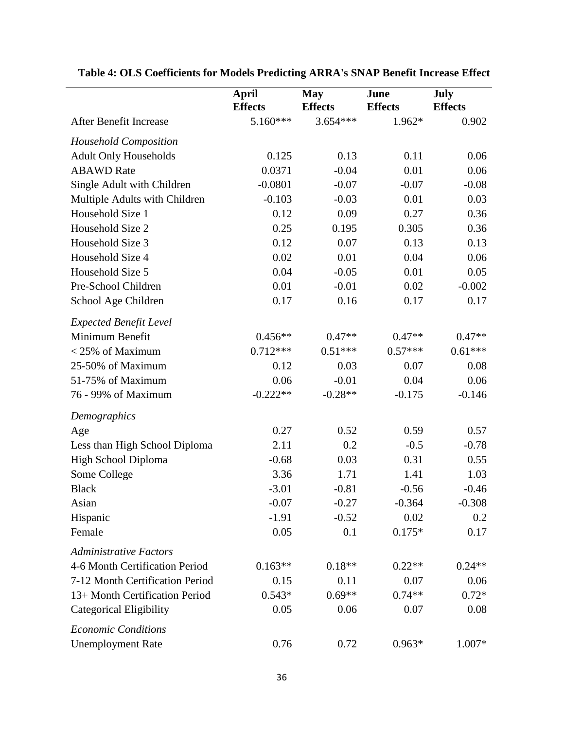**Table 4: OLS Coefficients for Models Predicting ARRA's SNAP Benefit Increase Effect**

| | **April Effects** | **May Effects** | **June Effects** | **July Effects** |
|---|---|---|---|---|
| After Benefit Increase | 5.160*** | 3.654*** | 1.962* | 0.902 |
| *Household Composition* | | | | |
| Adult Only Households | 0.125 | 0.13 | 0.11 | 0.06 |
| ABAWD Rate | 0.0371 | -0.04 | 0.01 | 0.06 |
| Single Adult with Children | -0.0801 | -0.07 | -0.07 | -0.08 |
| Multiple Adults with Children | -0.103 | -0.03 | 0.01 | 0.03 |
| Household Size 1 | 0.12 | 0.09 | 0.27 | 0.36 |
| Household Size 2 | 0.25 | 0.195 | 0.305 | 0.36 |
| Household Size 3 | 0.12 | 0.07 | 0.13 | 0.13 |
| Household Size 4 | 0.02 | 0.01 | 0.04 | 0.06 |
| Household Size 5 | 0.04 | -0.05 | 0.01 | 0.05 |
| Pre-School Children | 0.01 | -0.01 | 0.02 | -0.002 |
| School Age Children | 0.17 | 0.16 | 0.17 | 0.17 |
| *Expected Benefit Level* | | | | |
| Minimum Benefit | 0.456** | 0.47** | 0.47** | 0.47** |
| < 25% of Maximum | 0.712*** | 0.51*** | 0.57*** | 0.61*** |
| 25-50% of Maximum | 0.12 | 0.03 | 0.07 | 0.08 |
| 51-75% of Maximum | 0.06 | -0.01 | 0.04 | 0.06 |
| 76 - 99% of Maximum | -0.222** | -0.28** | -0.175 | -0.146 |
| *Demographics* | | | | |
| Age | 0.27 | 0.52 | 0.59 | 0.57 |
| Less than High School Diploma | 2.11 | 0.2 | -0.5 | -0.78 |
| High School Diploma | -0.68 | 0.03 | 0.31 | 0.55 |
| Some College | 3.36 | 1.71 | 1.41 | 1.03 |
| Black | -3.01 | -0.81 | -0.56 | -0.46 |
| Asian | -0.07 | -0.27 | -0.364 | -0.308 |
| Hispanic | -1.91 | -0.52 | 0.02 | 0.2 |
| Female | 0.05 | 0.1 | 0.175* | 0.17 |
| *Administrative Factors* | | | | |
| 4-6 Month Certification Period | 0.163** | 0.18** | 0.22** | 0.24** |
| 7-12 Month Certification Period | 0.15 | 0.11 | 0.07 | 0.06 |
| 13+ Month Certification Period | 0.543* | 0.69** | 0.74** | 0.72* |
| Categorical Eligibility | 0.05 | 0.06 | 0.07 | 0.08 |
| *Economic Conditions* | | | | |
| Unemployment Rate | 0.76 | 0.72 | 0.963* | 1.007* |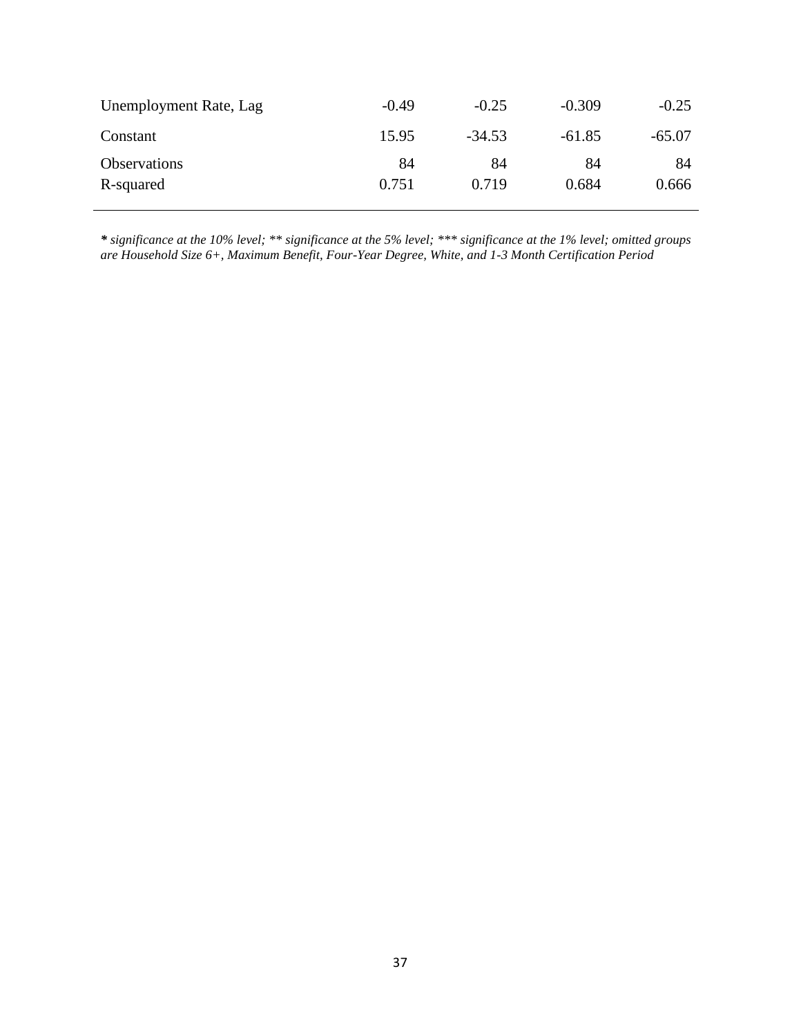| | | | | |
|---|---|---|---|---|
| Unemployment Rate, Lag | -0.49 | -0.25 | -0.309 | -0.25 |
| Constant | 15.95 | -34.53 | -61.85 | -65.07 |
| Observations | 84 | 84 | 84 | 84 |
| R-squared | 0.751 | 0.719 | 0.684 | 0.666 |

***** *significance at the 10% level; ** significance at the 5% level; *** significance at the 1% level; omitted groups are Household Size 6+, Maximum Benefit, Four-Year Degree, White, and 1-3 Month Certification Period*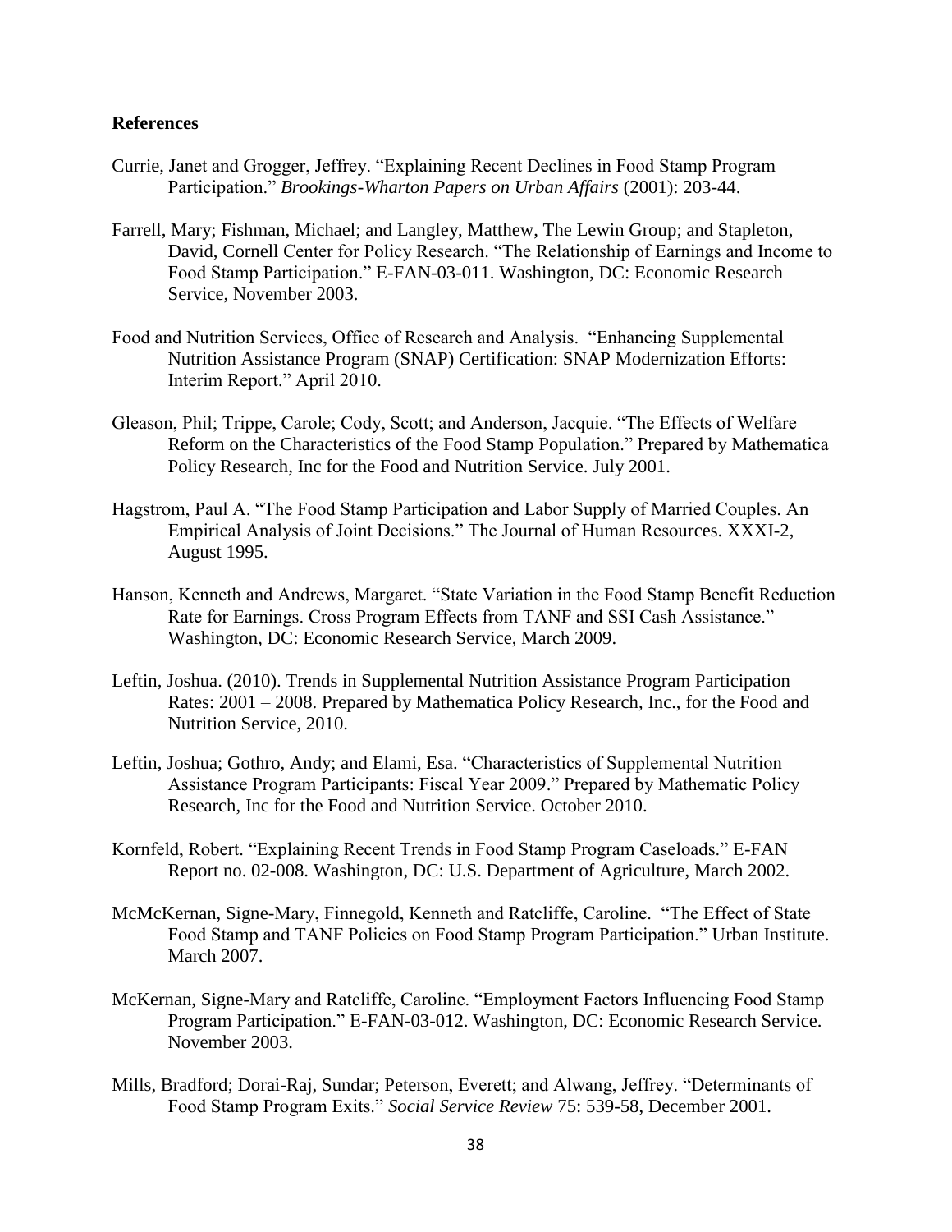## References

Currie, Janet and Grogger, Jeffrey. "Explaining Recent Declines in Food Stamp Program Participation." *Brookings-Wharton Papers on Urban Affairs* (2001): 203-44.

Farrell, Mary; Fishman, Michael; and Langley, Matthew, The Lewin Group; and Stapleton, David, Cornell Center for Policy Research. "The Relationship of Earnings and Income to Food Stamp Participation." E-FAN-03-011. Washington, DC: Economic Research Service, November 2003.

Food and Nutrition Services, Office of Research and Analysis. "Enhancing Supplemental Nutrition Assistance Program (SNAP) Certification: SNAP Modernization Efforts: Interim Report." April 2010.

Gleason, Phil; Trippe, Carole; Cody, Scott; and Anderson, Jacquie. "The Effects of Welfare Reform on the Characteristics of the Food Stamp Population." Prepared by Mathematica Policy Research, Inc for the Food and Nutrition Service. July 2001.

Hagstrom, Paul A. "The Food Stamp Participation and Labor Supply of Married Couples. An Empirical Analysis of Joint Decisions." The Journal of Human Resources. XXXI-2, August 1995.

Hanson, Kenneth and Andrews, Margaret. "State Variation in the Food Stamp Benefit Reduction Rate for Earnings. Cross Program Effects from TANF and SSI Cash Assistance." Washington, DC: Economic Research Service, March 2009.

Leftin, Joshua. (2010). Trends in Supplemental Nutrition Assistance Program Participation Rates: 2001 – 2008. Prepared by Mathematica Policy Research, Inc., for the Food and Nutrition Service, 2010.

Leftin, Joshua; Gothro, Andy; and Elami, Esa. "Characteristics of Supplemental Nutrition Assistance Program Participants: Fiscal Year 2009." Prepared by Mathematic Policy Research, Inc for the Food and Nutrition Service. October 2010.

Kornfeld, Robert. "Explaining Recent Trends in Food Stamp Program Caseloads." E-FAN Report no. 02-008. Washington, DC: U.S. Department of Agriculture, March 2002.

McMcKernan, Signe-Mary, Finnegold, Kenneth and Ratcliffe, Caroline. "The Effect of State Food Stamp and TANF Policies on Food Stamp Program Participation." Urban Institute. March 2007.

McKernan, Signe-Mary and Ratcliffe, Caroline. "Employment Factors Influencing Food Stamp Program Participation." E-FAN-03-012. Washington, DC: Economic Research Service. November 2003.

Mills, Bradford; Dorai-Raj, Sundar; Peterson, Everett; and Alwang, Jeffrey. "Determinants of Food Stamp Program Exits." *Social Service Review* 75: 539-58, December 2001.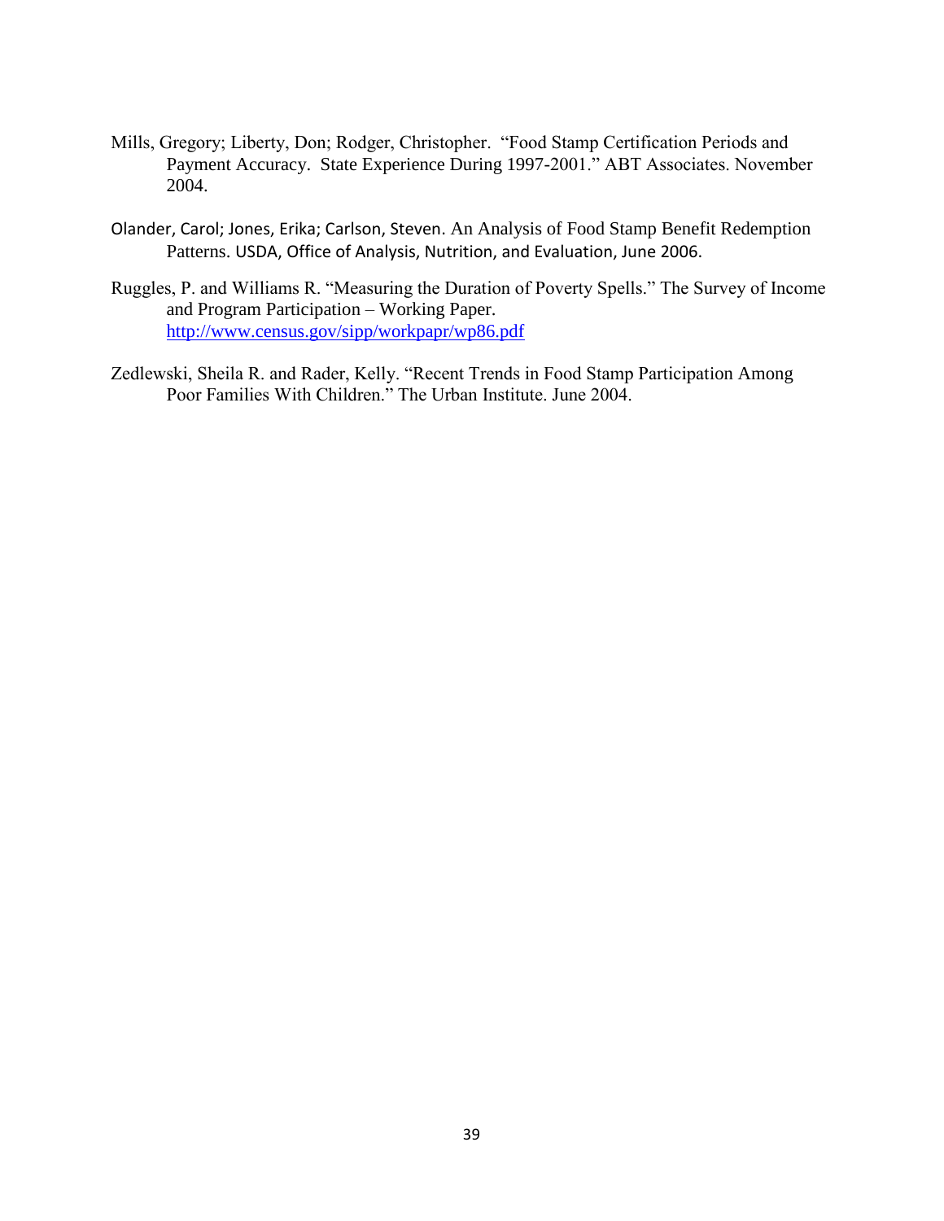Mills, Gregory; Liberty, Don; Rodger, Christopher. "Food Stamp Certification Periods and Payment Accuracy. State Experience During 1997-2001." ABT Associates. November 2004.

Olander, Carol; Jones, Erika; Carlson, Steven. An Analysis of Food Stamp Benefit Redemption Patterns. USDA, Office of Analysis, Nutrition, and Evaluation, June 2006.

Ruggles, P. and Williams R. "Measuring the Duration of Poverty Spells." The Survey of Income and Program Participation – Working Paper. http://www.census.gov/sipp/workpapr/wp86.pdf

Zedlewski, Sheila R. and Rader, Kelly. "Recent Trends in Food Stamp Participation Among Poor Families With Children." The Urban Institute. June 2004.